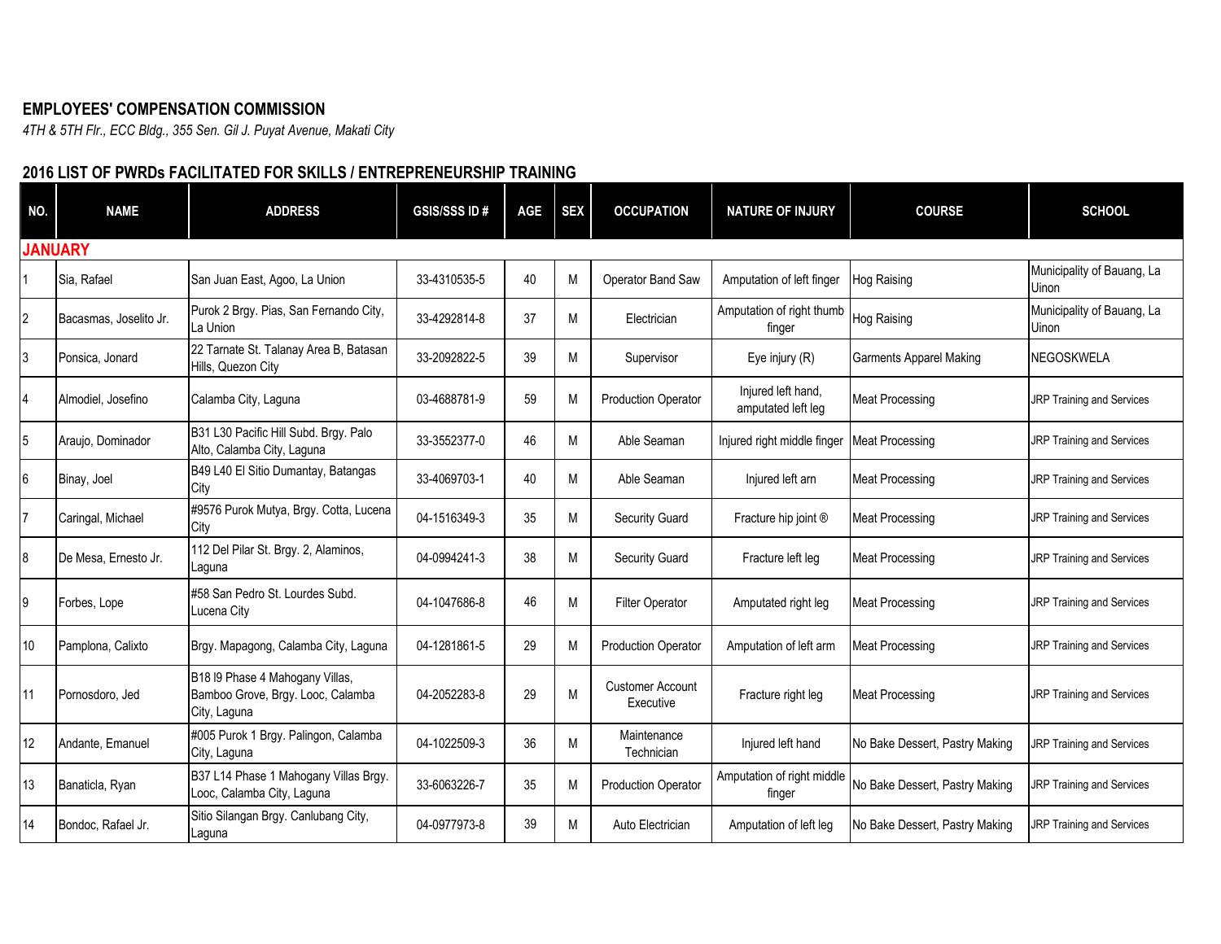**EMPLOYEES' COMPENSATION COMMISSION**

*4TH & 5TH Flr., ECC Bldg., 355 Sen. Gil J. Puyat Avenue, Makati City*

**2016 LIST OF PWRDs FACILITATED FOR SKILLS / ENTREPRENEURSHIP TRAINING**

| NO. | NAME | ADDRESS | GSIS/SSS ID # | AGE | SEX | OCCUPATION | NATURE OF INJURY | COURSE | SCHOOL |
|---|---|---|---|---|---|---|---|---|---|
| **JANUARY** | | | | | | | | | |
| 1 | Sia, Rafael | San Juan East, Agoo, La Union | 33-4310535-5 | 40 | M | Operator Band Saw | Amputation of left finger | Hog Raising | Municipality of Bauang, La Uinon |
| 2 | Bacasmas, Joselito Jr. | Purok 2 Brgy. Pias, San Fernando City, La Union | 33-4292814-8 | 37 | M | Electrician | Amputation of right thumb finger | Hog Raising | Municipality of Bauang, La Uinon |
| 3 | Ponsica, Jonard | 22 Tarnate St. Talanay Area B, Batasan Hills, Quezon City | 33-2092822-5 | 39 | M | Supervisor | Eye injury (R) | Garments Apparel Making | NEGOSKWELA |
| 4 | Almodiel, Josefino | Calamba City, Laguna | 03-4688781-9 | 59 | M | Production Operator | Injured left hand, amputated left leg | Meat Processing | JRP Training and Services |
| 5 | Araujo, Dominador | B31 L30 Pacific Hill Subd. Brgy. Palo Alto, Calamba City, Laguna | 33-3552377-0 | 46 | M | Able Seaman | Injured right middle finger | Meat Processing | JRP Training and Services |
| 6 | Binay, Joel | B49 L40 El Sitio Dumantay, Batangas City | 33-4069703-1 | 40 | M | Able Seaman | Injured left arn | Meat Processing | JRP Training and Services |
| 7 | Caringal, Michael | #9576 Purok Mutya, Brgy. Cotta, Lucena City | 04-1516349-3 | 35 | M | Security Guard | Fracture hip joint ® | Meat Processing | JRP Training and Services |
| 8 | De Mesa, Ernesto Jr. | 112 Del Pilar St. Brgy. 2, Alaminos, Laguna | 04-0994241-3 | 38 | M | Security Guard | Fracture left leg | Meat Processing | JRP Training and Services |
| 9 | Forbes, Lope | #58 San Pedro St. Lourdes Subd. Lucena City | 04-1047686-8 | 46 | M | Filter Operator | Amputated right leg | Meat Processing | JRP Training and Services |
| 10 | Pamplona, Calixto | Brgy. Mapagong, Calamba City, Laguna | 04-1281861-5 | 29 | M | Production Operator | Amputation of left arm | Meat Processing | JRP Training and Services |
| 11 | Pornosdoro, Jed | B18 l9 Phase 4 Mahogany Villas, Bamboo Grove, Brgy. Looc, Calamba City, Laguna | 04-2052283-8 | 29 | M | Customer Account Executive | Fracture right leg | Meat Processing | JRP Training and Services |
| 12 | Andante, Emanuel | #005 Purok 1 Brgy. Palingon, Calamba City, Laguna | 04-1022509-3 | 36 | M | Maintenance Technician | Injured left hand | No Bake Dessert, Pastry Making | JRP Training and Services |
| 13 | Banaticla, Ryan | B37 L14 Phase 1 Mahogany Villas Brgy. Looc, Calamba City, Laguna | 33-6063226-7 | 35 | M | Production Operator | Amputation of right middle finger | No Bake Dessert, Pastry Making | JRP Training and Services |
| 14 | Bondoc, Rafael Jr. | Sitio Silangan Brgy. Canlubang City, Laguna | 04-0977973-8 | 39 | M | Auto Electrician | Amputation of left leg | No Bake Dessert, Pastry Making | JRP Training and Services |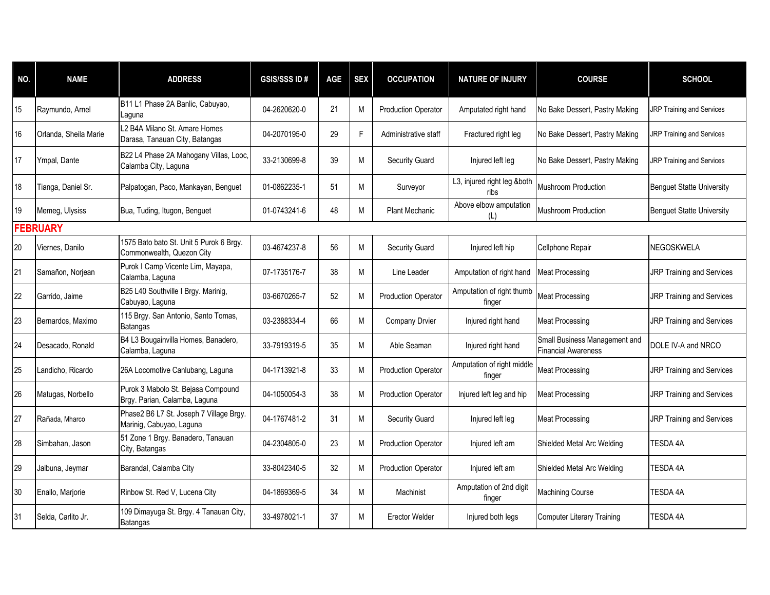| NO. | NAME | ADDRESS | GSIS/SSS ID # | AGE | SEX | OCCUPATION | NATURE OF INJURY | COURSE | SCHOOL |
|---|---|---|---|---|---|---|---|---|---|
| 15 | Raymundo, Arnel | B11 L1 Phase 2A Banlic, Cabuyao, Laguna | 04-2620620-0 | 21 | M | Production Operator | Amputated right hand | No Bake Dessert, Pastry Making | JRP Training and Services |
| 16 | Orlanda, Sheila Marie | L2 B4A Milano St. Amare Homes Darasa, Tanauan City, Batangas | 04-2070195-0 | 29 | F | Administrative staff | Fractured right leg | No Bake Dessert, Pastry Making | JRP Training and Services |
| 17 | Ympal, Dante | B22 L4 Phase 2A Mahogany Villas, Looc, Calamba City, Laguna | 33-2130699-8 | 39 | M | Security Guard | Injured left leg | No Bake Dessert, Pastry Making | JRP Training and Services |
| 18 | Tianga, Daniel Sr. | Palpatogan, Paco, Mankayan, Benguet | 01-0862235-1 | 51 | M | Surveyor | L3, injured right leg &both ribs | Mushroom Production | Benguet Statte University |
| 19 | Memeg, Ulysiss | Bua, Tuding, Itugon, Benguet | 01-0743241-6 | 48 | M | Plant Mechanic | Above elbow amputation (L) | Mushroom Production | Benguet Statte University |
| **FEBRUARY** | | | | | | | | | |
| 20 | Viernes, Danilo | 1575 Bato bato St. Unit 5 Purok 6 Brgy. Commonwealth, Quezon City | 03-4674237-8 | 56 | M | Security Guard | Injured left hip | Cellphone Repair | NEGOSKWELA |
| 21 | Samañon, Norjean | Purok I Camp Vicente Lim, Mayapa, Calamba, Laguna | 07-1735176-7 | 38 | M | Line Leader | Amputation of right hand | Meat Processing | JRP Training and Services |
| 22 | Garrido, Jaime | B25 L40 Southville I Brgy. Marinig, Cabuyao, Laguna | 03-6670265-7 | 52 | M | Production Operator | Amputation of right thumb finger | Meat Processing | JRP Training and Services |
| 23 | Bernardos, Maximo | 115 Brgy. San Antonio, Santo Tomas, Batangas | 03-2388334-4 | 66 | M | Company Drvier | Injured right hand | Meat Processing | JRP Training and Services |
| 24 | Desacado, Ronald | B4 L3 Bougainvilla Homes, Banadero, Calamba, Laguna | 33-7919319-5 | 35 | M | Able Seaman | Injured right hand | Small Business Management and Financial Awareness | DOLE IV-A and NRCO |
| 25 | Landicho, Ricardo | 26A Locomotive Canlubang, Laguna | 04-1713921-8 | 33 | M | Production Operator | Amputation of right middle finger | Meat Processing | JRP Training and Services |
| 26 | Matugas, Norbello | Purok 3 Mabolo St. Bejasa Compound Brgy. Parian, Calamba, Laguna | 04-1050054-3 | 38 | M | Production Operator | Injured left leg and hip | Meat Processing | JRP Training and Services |
| 27 | Rañada, Mharco | Phase2 B6 L7 St. Joseph 7 Village Brgy. Marinig, Cabuyao, Laguna | 04-1767481-2 | 31 | M | Security Guard | Injured left leg | Meat Processing | JRP Training and Services |
| 28 | Simbahan, Jason | 51 Zone 1 Brgy. Banadero, Tanauan City, Batangas | 04-2304805-0 | 23 | M | Production Operator | Injured left arn | Shielded Metal Arc Welding | TESDA 4A |
| 29 | Jalbuna, Jeymar | Barandal, Calamba City | 33-8042340-5 | 32 | M | Production Operator | Injured left arn | Shielded Metal Arc Welding | TESDA 4A |
| 30 | Enallo, Marjorie | Rinbow St. Red V, Lucena City | 04-1869369-5 | 34 | M | Machinist | Amputation of 2nd digit finger | Machining Course | TESDA 4A |
| 31 | Selda, Carlito Jr. | 109 Dimayuga St. Brgy. 4 Tanauan City, Batangas | 33-4978021-1 | 37 | M | Erector Welder | Injured both legs | Computer Literary Training | TESDA 4A |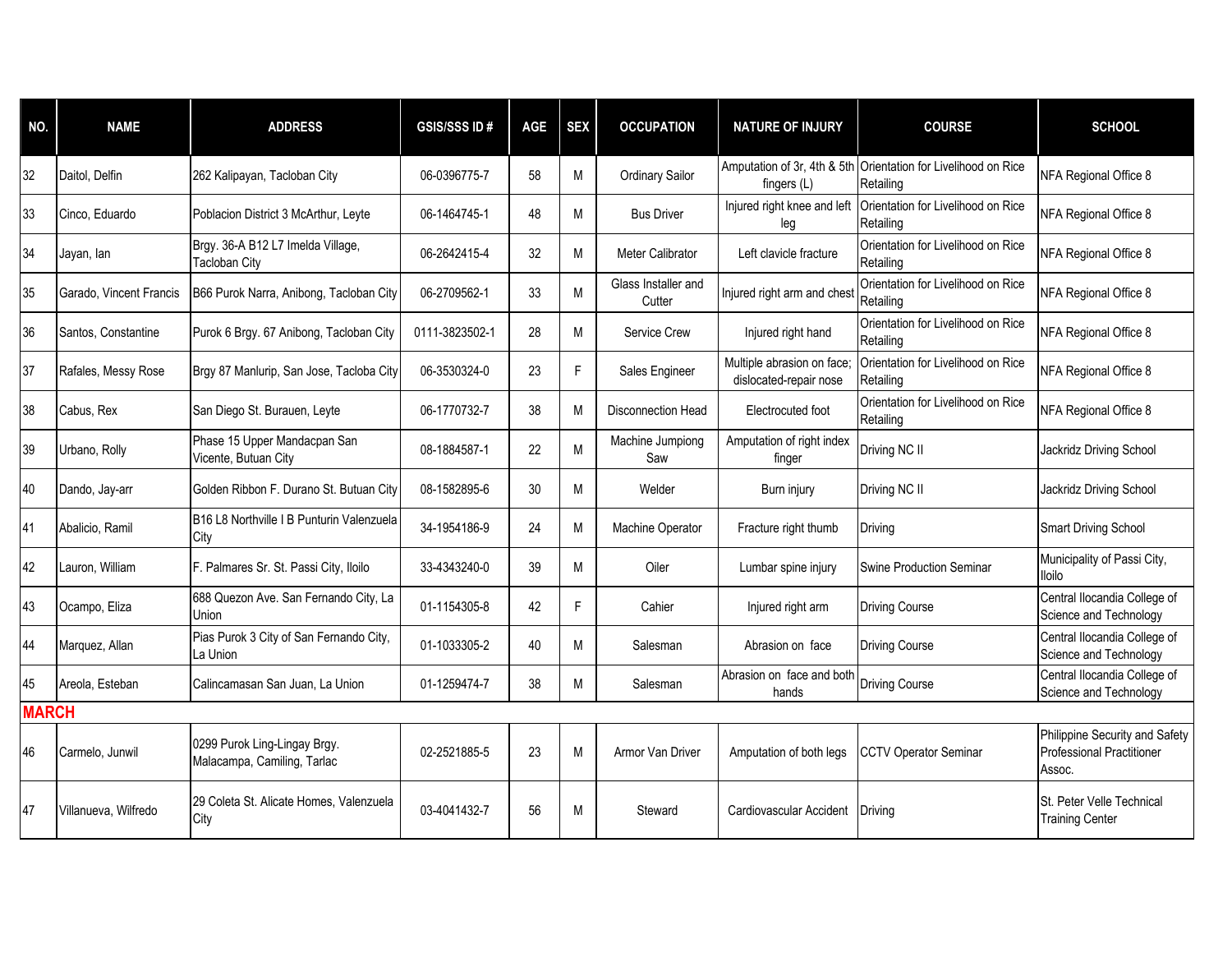| NO. | NAME | ADDRESS | GSIS/SSS ID # | AGE | SEX | OCCUPATION | NATURE OF INJURY | COURSE | SCHOOL |
|---|---|---|---|---|---|---|---|---|---|
| 32 | Daitol, Delfin | 262 Kalipayan, Tacloban City | 06-0396775-7 | 58 | M | Ordinary Sailor | Amputation of 3r, 4th & 5th fingers (L) | Orientation for Livelihood on Rice Retailing | NFA Regional Office 8 |
| 33 | Cinco, Eduardo | Poblacion District 3 McArthur, Leyte | 06-1464745-1 | 48 | M | Bus Driver | Injured right knee and left leg | Orientation for Livelihood on Rice Retailing | NFA Regional Office 8 |
| 34 | Jayan, Ian | Brgy. 36-A B12 L7 Imelda Village, Tacloban City | 06-2642415-4 | 32 | M | Meter Calibrator | Left clavicle fracture | Orientation for Livelihood on Rice Retailing | NFA Regional Office 8 |
| 35 | Garado, Vincent Francis | B66 Purok Narra, Anibong, Tacloban City | 06-2709562-1 | 33 | M | Glass Installer and Cutter | Injured right arm and chest | Orientation for Livelihood on Rice Retailing | NFA Regional Office 8 |
| 36 | Santos, Constantine | Purok 6 Brgy. 67 Anibong, Tacloban City | 0111-3823502-1 | 28 | M | Service Crew | Injured right hand | Orientation for Livelihood on Rice Retailing | NFA Regional Office 8 |
| 37 | Rafales, Messy Rose | Brgy 87 Manlurip, San Jose, Tacloba City | 06-3530324-0 | 23 | F | Sales Engineer | Multiple abrasion on face; dislocated-repair nose | Orientation for Livelihood on Rice Retailing | NFA Regional Office 8 |
| 38 | Cabus, Rex | San Diego St. Burauen, Leyte | 06-1770732-7 | 38 | M | Disconnection Head | Electrocuted foot | Orientation for Livelihood on Rice Retailing | NFA Regional Office 8 |
| 39 | Urbano, Rolly | Phase 15 Upper Mandacpan San Vicente, Butuan City | 08-1884587-1 | 22 | M | Machine Jumpiong Saw | Amputation of right index finger | Driving NC II | Jackridz Driving School |
| 40 | Dando, Jay-arr | Golden Ribbon F. Durano St. Butuan City | 08-1582895-6 | 30 | M | Welder | Burn injury | Driving NC II | Jackridz Driving School |
| 41 | Abalicio, Ramil | B16 L8 Northville I B Punturin Valenzuela City | 34-1954186-9 | 24 | M | Machine Operator | Fracture right thumb | Driving | Smart Driving School |
| 42 | Lauron, William | F. Palmares Sr. St. Passi City, Iloilo | 33-4343240-0 | 39 | M | Oiler | Lumbar spine injury | Swine Production Seminar | Municipality of Passi City, Iloilo |
| 43 | Ocampo, Eliza | 688 Quezon Ave. San Fernando City, La Union | 01-1154305-8 | 42 | F | Cahier | Injured right arm | Driving Course | Central Ilocandia College of Science and Technology |
| 44 | Marquez, Allan | Pias Purok 3 City of San Fernando City, La Union | 01-1033305-2 | 40 | M | Salesman | Abrasion on face | Driving Course | Central Ilocandia College of Science and Technology |
| 45 | Areola, Esteban | Calincamasan San Juan, La Union | 01-1259474-7 | 38 | M | Salesman | Abrasion on face and both hands | Driving Course | Central Ilocandia College of Science and Technology |
| **MARCH** | | | | | | | | | |
| 46 | Carmelo, Junwil | 0299 Purok Ling-Lingay Brgy. Malacampa, Camiling, Tarlac | 02-2521885-5 | 23 | M | Armor Van Driver | Amputation of both legs | CCTV Operator Seminar | Philippine Security and Safety Professional Practitioner Assoc. |
| 47 | Villanueva, Wilfredo | 29 Coleta St. Alicate Homes, Valenzuela City | 03-4041432-7 | 56 | M | Steward | Cardiovascular Accident | Driving | St. Peter Velle Technical Training Center |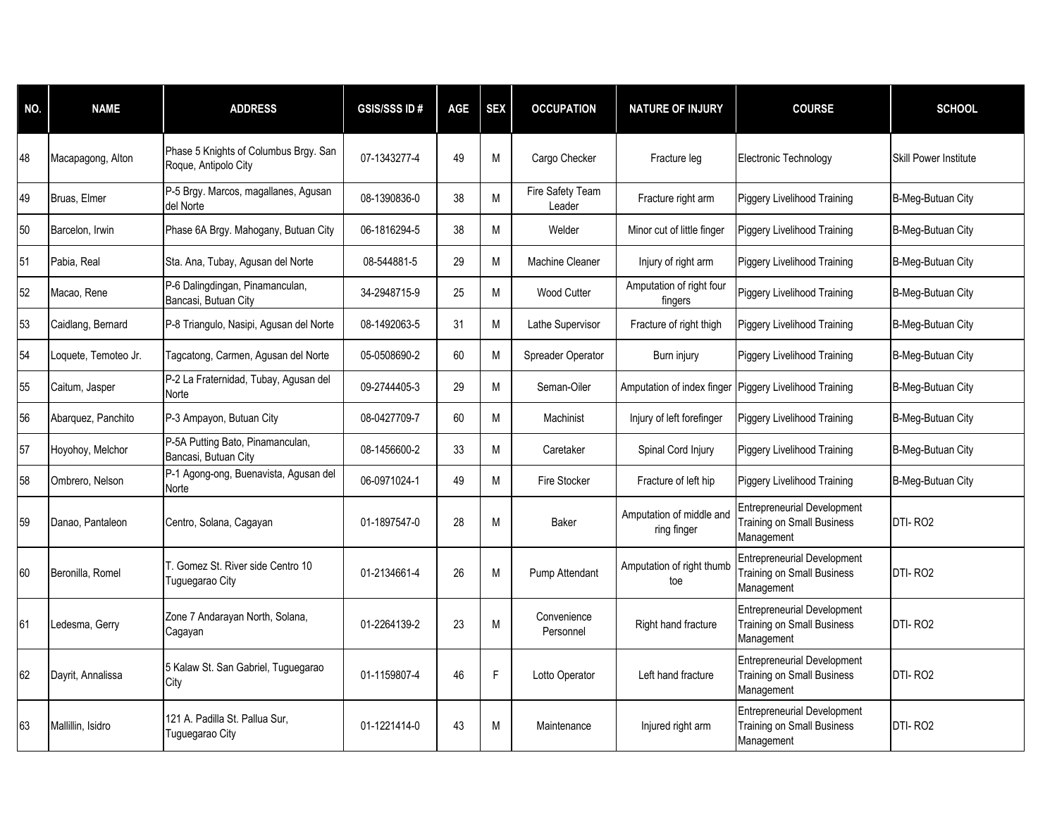| NO. | NAME | ADDRESS | GSIS/SSS ID # | AGE | SEX | OCCUPATION | NATURE OF INJURY | COURSE | SCHOOL |
|---|---|---|---|---|---|---|---|---|---|
| 48 | Macapagong, Alton | Phase 5 Knights of Columbus Brgy. San Roque, Antipolo City | 07-1343277-4 | 49 | M | Cargo Checker | Fracture leg | Electronic Technology | Skill Power Institute |
| 49 | Bruas, Elmer | P-5 Brgy. Marcos, magallanes, Agusan del Norte | 08-1390836-0 | 38 | M | Fire Safety Team Leader | Fracture right arm | Piggery Livelihood Training | B-Meg-Butuan City |
| 50 | Barcelon, Irwin | Phase 6A Brgy. Mahogany, Butuan City | 06-1816294-5 | 38 | M | Welder | Minor cut of little finger | Piggery Livelihood Training | B-Meg-Butuan City |
| 51 | Pabia, Real | Sta. Ana, Tubay, Agusan del Norte | 08-544881-5 | 29 | M | Machine Cleaner | Injury of right arm | Piggery Livelihood Training | B-Meg-Butuan City |
| 52 | Macao, Rene | P-6 Dalingdingan, Pinamanculan, Bancasi, Butuan City | 34-2948715-9 | 25 | M | Wood Cutter | Amputation of right four fingers | Piggery Livelihood Training | B-Meg-Butuan City |
| 53 | Caidlang, Bernard | P-8 Triangulo, Nasipi, Agusan del Norte | 08-1492063-5 | 31 | M | Lathe Supervisor | Fracture of right thigh | Piggery Livelihood Training | B-Meg-Butuan City |
| 54 | Loquete, Temoteo Jr. | Tagcatong, Carmen, Agusan del Norte | 05-0508690-2 | 60 | M | Spreader Operator | Burn injury | Piggery Livelihood Training | B-Meg-Butuan City |
| 55 | Caitum, Jasper | P-2 La Fraternidad, Tubay, Agusan del Norte | 09-2744405-3 | 29 | M | Seman-Oiler | Amputation of index finger | Piggery Livelihood Training | B-Meg-Butuan City |
| 56 | Abarquez, Panchito | P-3 Ampayon, Butuan City | 08-0427709-7 | 60 | M | Machinist | Injury of left forefinger | Piggery Livelihood Training | B-Meg-Butuan City |
| 57 | Hoyohoy, Melchor | P-5A Putting Bato, Pinamanculan, Bancasi, Butuan City | 08-1456600-2 | 33 | M | Caretaker | Spinal Cord Injury | Piggery Livelihood Training | B-Meg-Butuan City |
| 58 | Ombrero, Nelson | P-1 Agong-ong, Buenavista, Agusan del Norte | 06-0971024-1 | 49 | M | Fire Stocker | Fracture of left hip | Piggery Livelihood Training | B-Meg-Butuan City |
| 59 | Danao, Pantaleon | Centro, Solana, Cagayan | 01-1897547-0 | 28 | M | Baker | Amputation of middle and ring finger | Entrepreneurial Development Training on Small Business Management | DTI- RO2 |
| 60 | Beronilla, Romel | T. Gomez St. River side Centro 10 Tuguegarao City | 01-2134661-4 | 26 | M | Pump Attendant | Amputation of right thumb toe | Entrepreneurial Development Training on Small Business Management | DTI- RO2 |
| 61 | Ledesma, Gerry | Zone 7 Andarayan North, Solana, Cagayan | 01-2264139-2 | 23 | M | Convenience Personnel | Right hand fracture | Entrepreneurial Development Training on Small Business Management | DTI- RO2 |
| 62 | Dayrit, Annalissa | 5 Kalaw St. San Gabriel, Tuguegarao City | 01-1159807-4 | 46 | F | Lotto Operator | Left hand fracture | Entrepreneurial Development Training on Small Business Management | DTI- RO2 |
| 63 | Mallillin, Isidro | 121 A. Padilla St. Pallua Sur, Tuguegarao City | 01-1221414-0 | 43 | M | Maintenance | Injured right arm | Entrepreneurial Development Training on Small Business Management | DTI- RO2 |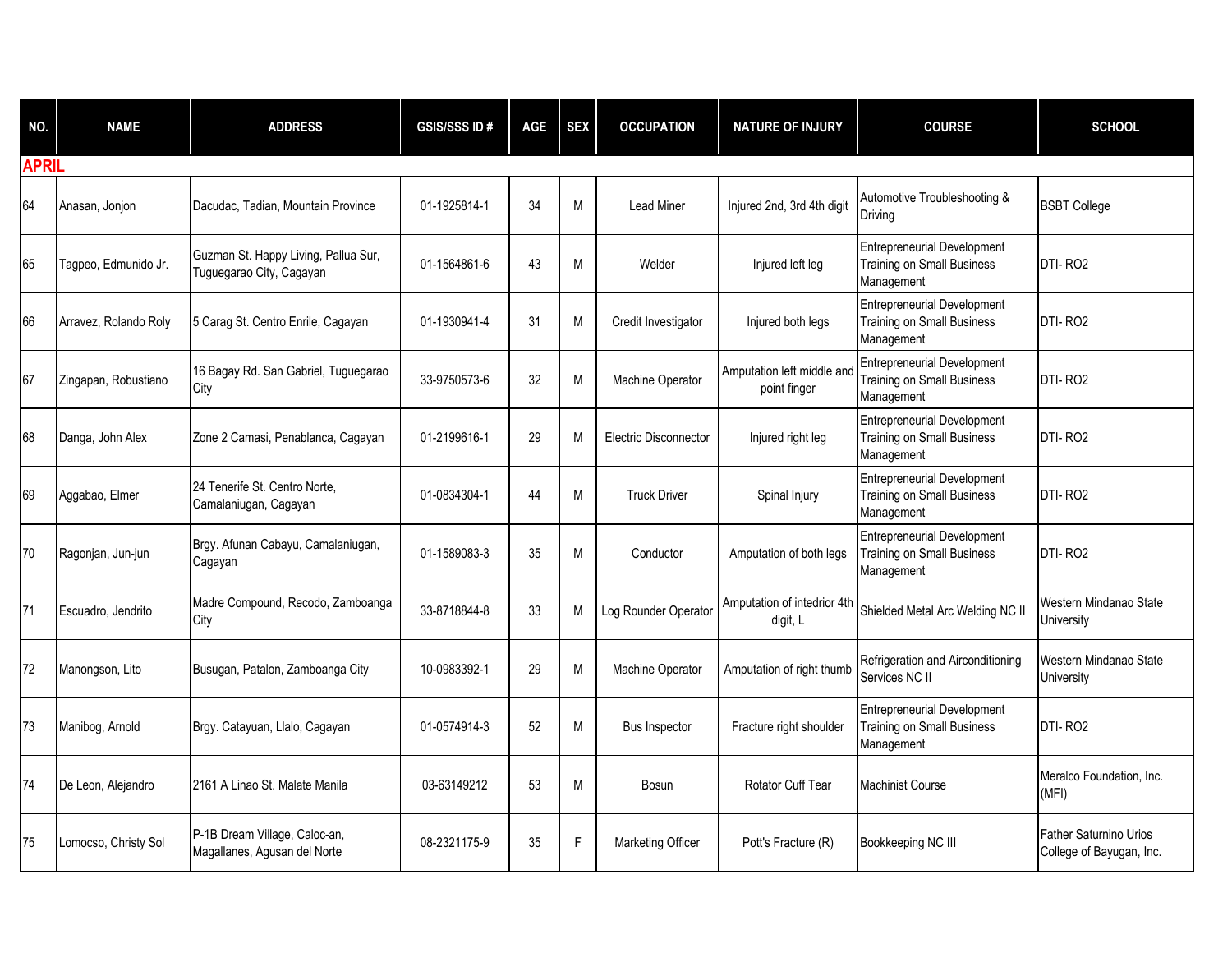| NO. | NAME | ADDRESS | GSIS/SSS ID # | AGE | SEX | OCCUPATION | NATURE OF INJURY | COURSE | SCHOOL |
|---|---|---|---|---|---|---|---|---|---|
| **APRIL** | | | | | | | | | |
| 64 | Anasan, Jonjon | Dacudac, Tadian, Mountain Province | 01-1925814-1 | 34 | M | Lead Miner | Injured 2nd, 3rd 4th digit | Automotive Troubleshooting & Driving | BSBT College |
| 65 | Tagpeo, Edmunido Jr. | Guzman St. Happy Living, Pallua Sur, Tuguegarao City, Cagayan | 01-1564861-6 | 43 | M | Welder | Injured left leg | Entrepreneurial Development Training on Small Business Management | DTI- RO2 |
| 66 | Arravez, Rolando Roly | 5 Carag St. Centro Enrile, Cagayan | 01-1930941-4 | 31 | M | Credit Investigator | Injured both legs | Entrepreneurial Development Training on Small Business Management | DTI- RO2 |
| 67 | Zingapan, Robustiano | 16 Bagay Rd. San Gabriel, Tuguegarao City | 33-9750573-6 | 32 | M | Machine Operator | Amputation left middle and point finger | Entrepreneurial Development Training on Small Business Management | DTI- RO2 |
| 68 | Danga, John Alex | Zone 2 Camasi, Penablanca, Cagayan | 01-2199616-1 | 29 | M | Electric Disconnector | Injured right leg | Entrepreneurial Development Training on Small Business Management | DTI- RO2 |
| 69 | Aggabao, Elmer | 24 Tenerife St. Centro Norte, Camalaniugan, Cagayan | 01-0834304-1 | 44 | M | Truck Driver | Spinal Injury | Entrepreneurial Development Training on Small Business Management | DTI- RO2 |
| 70 | Ragonjan, Jun-jun | Brgy. Afunan Cabayu, Camalaniugan, Cagayan | 01-1589083-3 | 35 | M | Conductor | Amputation of both legs | Entrepreneurial Development Training on Small Business Management | DTI- RO2 |
| 71 | Escuadro, Jendrito | Madre Compound, Recodo, Zamboanga City | 33-8718844-8 | 33 | M | Log Rounder Operator | Amputation of intedrior 4th digit, L | Shielded Metal Arc Welding NC II | Western Mindanao State University |
| 72 | Manongson, Lito | Busugan, Patalon, Zamboanga City | 10-0983392-1 | 29 | M | Machine Operator | Amputation of right thumb | Refrigeration and Airconditioning Services NC II | Western Mindanao State University |
| 73 | Manibog, Arnold | Brgy. Catayuan, Llalo, Cagayan | 01-0574914-3 | 52 | M | Bus Inspector | Fracture right shoulder | Entrepreneurial Development Training on Small Business Management | DTI- RO2 |
| 74 | De Leon, Alejandro | 2161 A Linao St. Malate Manila | 03-63149212 | 53 | M | Bosun | Rotator Cuff Tear | Machinist Course | Meralco Foundation, Inc. (MFI) |
| 75 | Lomocso, Christy Sol | P-1B Dream Village, Caloc-an, Magallanes, Agusan del Norte | 08-2321175-9 | 35 | F | Marketing Officer | Pott's Fracture (R) | Bookkeeping NC III | Father Saturnino Urios College of Bayugan, Inc. |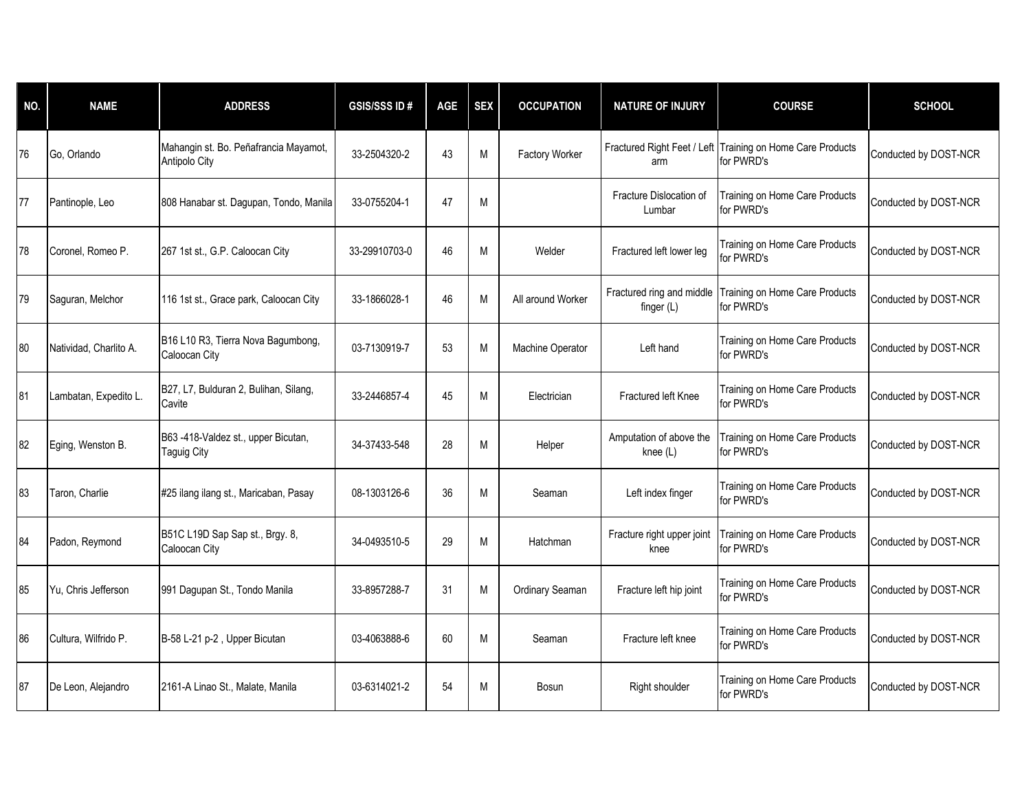| NO. | NAME | ADDRESS | GSIS/SSS ID # | AGE | SEX | OCCUPATION | NATURE OF INJURY | COURSE | SCHOOL |
|---|---|---|---|---|---|---|---|---|---|
| 76 | Go, Orlando | Mahangin st. Bo. Peñafrancia Mayamot, Antipolo City | 33-2504320-2 | 43 | M | Factory Worker | Fractured Right Feet / Left arm | Training on Home Care Products for PWRD's | Conducted by DOST-NCR |
| 77 | Pantinople, Leo | 808 Hanabar st. Dagupan, Tondo, Manila | 33-0755204-1 | 47 | M | | Fracture Dislocation of Lumbar | Training on Home Care Products for PWRD's | Conducted by DOST-NCR |
| 78 | Coronel, Romeo P. | 267 1st st., G.P. Caloocan City | 33-29910703-0 | 46 | M | Welder | Fractured left lower leg | Training on Home Care Products for PWRD's | Conducted by DOST-NCR |
| 79 | Saguran, Melchor | 116 1st st., Grace park, Caloocan City | 33-1866028-1 | 46 | M | All around Worker | Fractured ring and middle finger (L) | Training on Home Care Products for PWRD's | Conducted by DOST-NCR |
| 80 | Natividad, Charlito A. | B16 L10 R3, Tierra Nova Bagumbong, Caloocan City | 03-7130919-7 | 53 | M | Machine Operator | Left hand | Training on Home Care Products for PWRD's | Conducted by DOST-NCR |
| 81 | Lambatan, Expedito L. | B27, L7, Bulduran 2, Bulihan, Silang, Cavite | 33-2446857-4 | 45 | M | Electrician | Fractured left Knee | Training on Home Care Products for PWRD's | Conducted by DOST-NCR |
| 82 | Eging, Wenston B. | B63 -418-Valdez st., upper Bicutan, Taguig City | 34-37433-548 | 28 | M | Helper | Amputation of above the knee (L) | Training on Home Care Products for PWRD's | Conducted by DOST-NCR |
| 83 | Taron, Charlie | #25 ilang ilang st., Maricaban, Pasay | 08-1303126-6 | 36 | M | Seaman | Left index finger | Training on Home Care Products for PWRD's | Conducted by DOST-NCR |
| 84 | Padon, Reymond | B51C L19D Sap Sap st., Brgy. 8, Caloocan City | 34-0493510-5 | 29 | M | Hatchman | Fracture right upper joint knee | Training on Home Care Products for PWRD's | Conducted by DOST-NCR |
| 85 | Yu, Chris Jefferson | 991 Dagupan St., Tondo Manila | 33-8957288-7 | 31 | M | Ordinary Seaman | Fracture left hip joint | Training on Home Care Products for PWRD's | Conducted by DOST-NCR |
| 86 | Cultura, Wilfrido P. | B-58 L-21 p-2 , Upper Bicutan | 03-4063888-6 | 60 | M | Seaman | Fracture left knee | Training on Home Care Products for PWRD's | Conducted by DOST-NCR |
| 87 | De Leon, Alejandro | 2161-A Linao St., Malate, Manila | 03-6314021-2 | 54 | M | Bosun | Right shoulder | Training on Home Care Products for PWRD's | Conducted by DOST-NCR |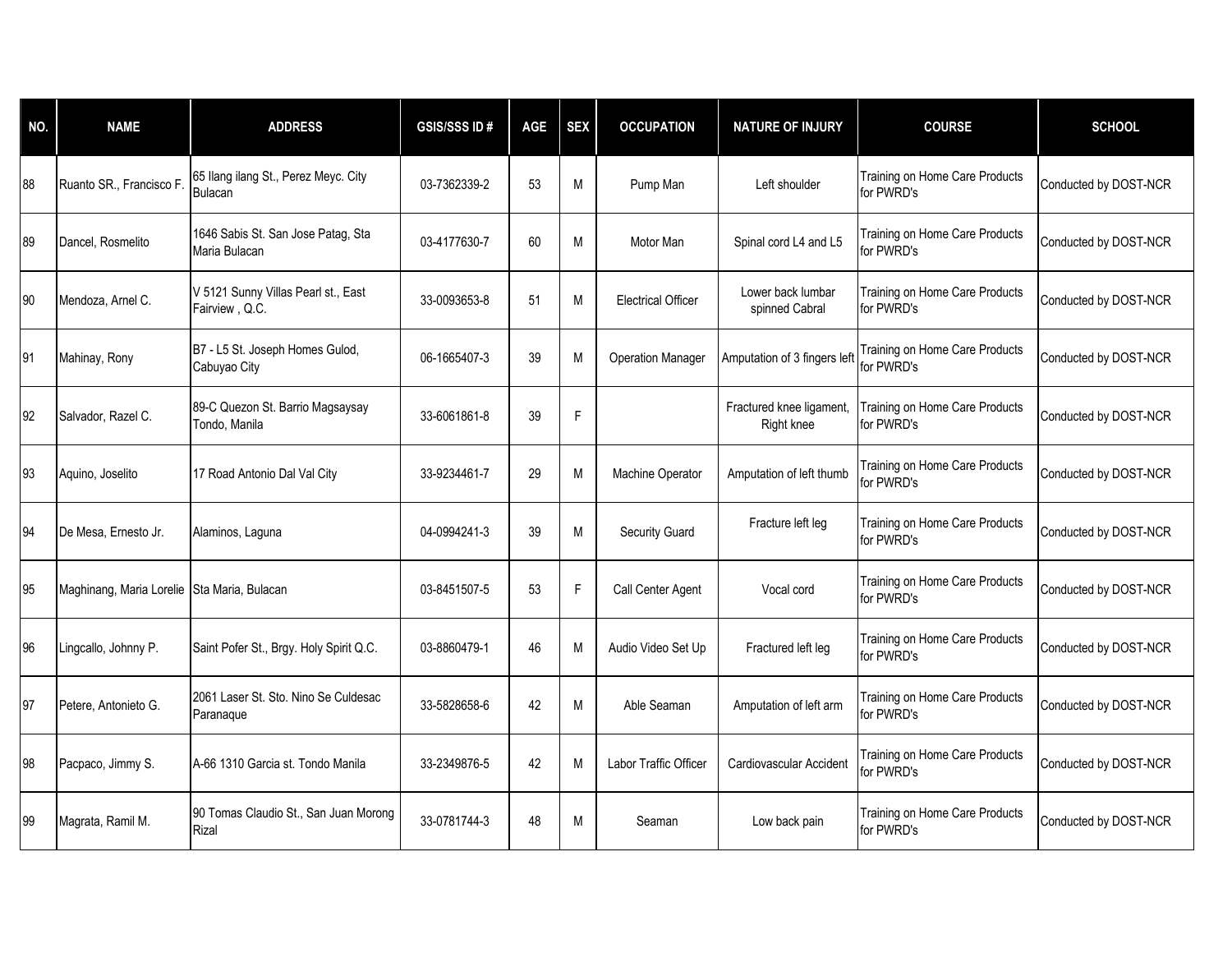| NO. | NAME | ADDRESS | GSIS/SSS ID # | AGE | SEX | OCCUPATION | NATURE OF INJURY | COURSE | SCHOOL |
|---|---|---|---|---|---|---|---|---|---|
| 88 | Ruanto SR., Francisco F. | 65 Ilang ilang St., Perez Meyc. City Bulacan | 03-7362339-2 | 53 | M | Pump Man | Left shoulder | Training on Home Care Products for PWRD's | Conducted by DOST-NCR |
| 89 | Dancel, Rosmelito | 1646 Sabis St. San Jose Patag, Sta Maria Bulacan | 03-4177630-7 | 60 | M | Motor Man | Spinal cord L4 and L5 | Training on Home Care Products for PWRD's | Conducted by DOST-NCR |
| 90 | Mendoza, Arnel C. | V 5121 Sunny Villas Pearl st., East Fairview , Q.C. | 33-0093653-8 | 51 | M | Electrical Officer | Lower back lumbar spinned Cabral | Training on Home Care Products for PWRD's | Conducted by DOST-NCR |
| 91 | Mahinay, Rony | B7 - L5 St. Joseph Homes Gulod, Cabuyao City | 06-1665407-3 | 39 | M | Operation Manager | Amputation of 3 fingers left | Training on Home Care Products for PWRD's | Conducted by DOST-NCR |
| 92 | Salvador, Razel C. | 89-C Quezon St. Barrio Magsaysay Tondo, Manila | 33-6061861-8 | 39 | F | | Fractured knee ligament, Right knee | Training on Home Care Products for PWRD's | Conducted by DOST-NCR |
| 93 | Aquino, Joselito | 17 Road Antonio Dal Val City | 33-9234461-7 | 29 | M | Machine Operator | Amputation of left thumb | Training on Home Care Products for PWRD's | Conducted by DOST-NCR |
| 94 | De Mesa, Ernesto Jr. | Alaminos, Laguna | 04-0994241-3 | 39 | M | Security Guard | Fracture left leg | Training on Home Care Products for PWRD's | Conducted by DOST-NCR |
| 95 | Maghinang, Maria Lorelie | Sta Maria, Bulacan | 03-8451507-5 | 53 | F | Call Center Agent | Vocal cord | Training on Home Care Products for PWRD's | Conducted by DOST-NCR |
| 96 | Lingcallo, Johnny P. | Saint Pofer St., Brgy. Holy Spirit Q.C. | 03-8860479-1 | 46 | M | Audio Video Set Up | Fractured left leg | Training on Home Care Products for PWRD's | Conducted by DOST-NCR |
| 97 | Petere, Antonieto G. | 2061 Laser St. Sto. Nino Se Culdesac Paranaque | 33-5828658-6 | 42 | M | Able Seaman | Amputation of left arm | Training on Home Care Products for PWRD's | Conducted by DOST-NCR |
| 98 | Pacpaco, Jimmy S. | A-66 1310 Garcia st. Tondo Manila | 33-2349876-5 | 42 | M | Labor Traffic Officer | Cardiovascular Accident | Training on Home Care Products for PWRD's | Conducted by DOST-NCR |
| 99 | Magrata, Ramil M. | 90 Tomas Claudio St., San Juan Morong Rizal | 33-0781744-3 | 48 | M | Seaman | Low back pain | Training on Home Care Products for PWRD's | Conducted by DOST-NCR |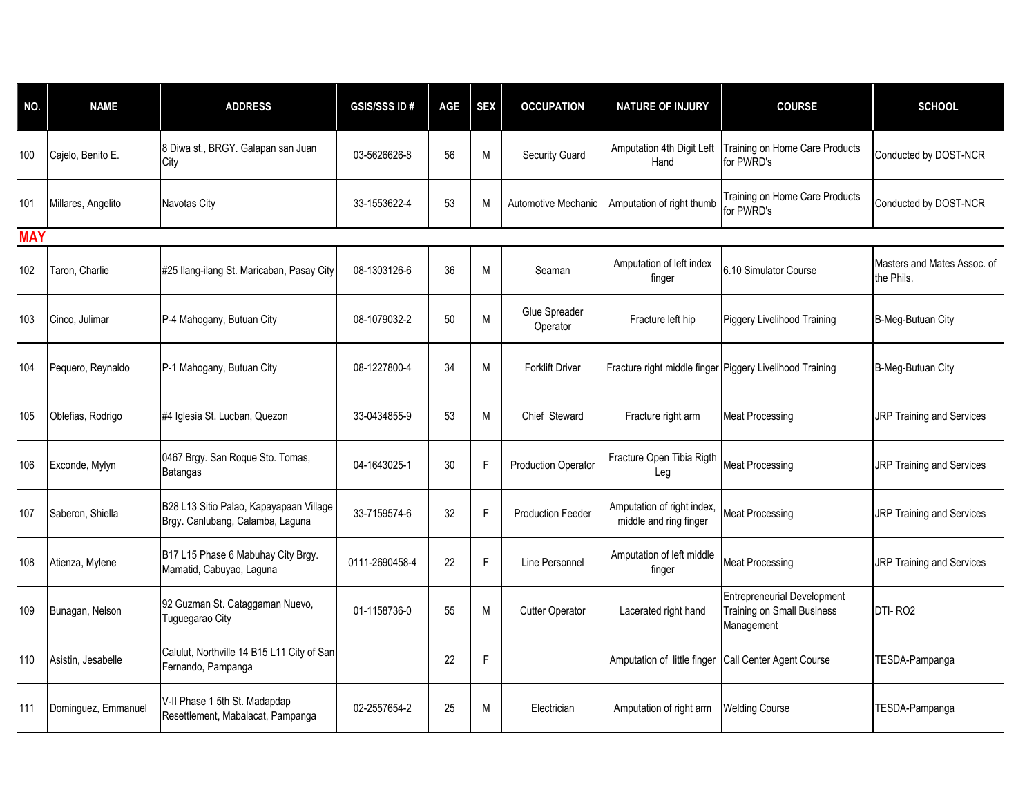| NO. | NAME | ADDRESS | GSIS/SSS ID # | AGE | SEX | OCCUPATION | NATURE OF INJURY | COURSE | SCHOOL |
|---|---|---|---|---|---|---|---|---|---|
| 100 | Cajelo, Benito E. | 8 Diwa st., BRGY. Galapan san Juan City | 03-5626626-8 | 56 | M | Security Guard | Amputation 4th Digit Left Hand | Training on Home Care Products for PWRD's | Conducted by DOST-NCR |
| 101 | Millares, Angelito | Navotas City | 33-1553622-4 | 53 | M | Automotive Mechanic | Amputation of right thumb | Training on Home Care Products for PWRD's | Conducted by DOST-NCR |
| **MAY** | | | | | | | | | |
| 102 | Taron, Charlie | #25 Ilang-ilang St. Maricaban, Pasay City | 08-1303126-6 | 36 | M | Seaman | Amputation of left index finger | 6.10 Simulator Course | Masters and Mates Assoc. of the Phils. |
| 103 | Cinco, Julimar | P-4 Mahogany, Butuan City | 08-1079032-2 | 50 | M | Glue Spreader Operator | Fracture left hip | Piggery Livelihood Training | B-Meg-Butuan City |
| 104 | Pequero, Reynaldo | P-1 Mahogany, Butuan City | 08-1227800-4 | 34 | M | Forklift Driver | Fracture right middle finger | Piggery Livelihood Training | B-Meg-Butuan City |
| 105 | Oblefias, Rodrigo | #4 Iglesia St. Lucban, Quezon | 33-0434855-9 | 53 | M | Chief Steward | Fracture right arm | Meat Processing | JRP Training and Services |
| 106 | Exconde, Mylyn | 0467 Brgy. San Roque Sto. Tomas, Batangas | 04-1643025-1 | 30 | F | Production Operator | Fracture Open Tibia Rigth Leg | Meat Processing | JRP Training and Services |
| 107 | Saberon, Shiella | B28 L13 Sitio Palao, Kapayapaan Village Brgy. Canlubang, Calamba, Laguna | 33-7159574-6 | 32 | F | Production Feeder | Amputation of right index, middle and ring finger | Meat Processing | JRP Training and Services |
| 108 | Atienza, Mylene | B17 L15 Phase 6 Mabuhay City Brgy. Mamatid, Cabuyao, Laguna | 0111-2690458-4 | 22 | F | Line Personnel | Amputation of left middle finger | Meat Processing | JRP Training and Services |
| 109 | Bunagan, Nelson | 92 Guzman St. Cataggaman Nuevo, Tuguegarao City | 01-1158736-0 | 55 | M | Cutter Operator | Lacerated right hand | Entrepreneurial Development Training on Small Business Management | DTI- RO2 |
| 110 | Asistin, Jesabelle | Calulut, Northville 14 B15 L11 City of San Fernando, Pampanga | | 22 | F | | Amputation of little finger | Call Center Agent Course | TESDA-Pampanga |
| 111 | Dominguez, Emmanuel | V-II Phase 1 5th St. Madapdap Resettlement, Mabalacat, Pampanga | 02-2557654-2 | 25 | M | Electrician | Amputation of right arm | Welding Course | TESDA-Pampanga |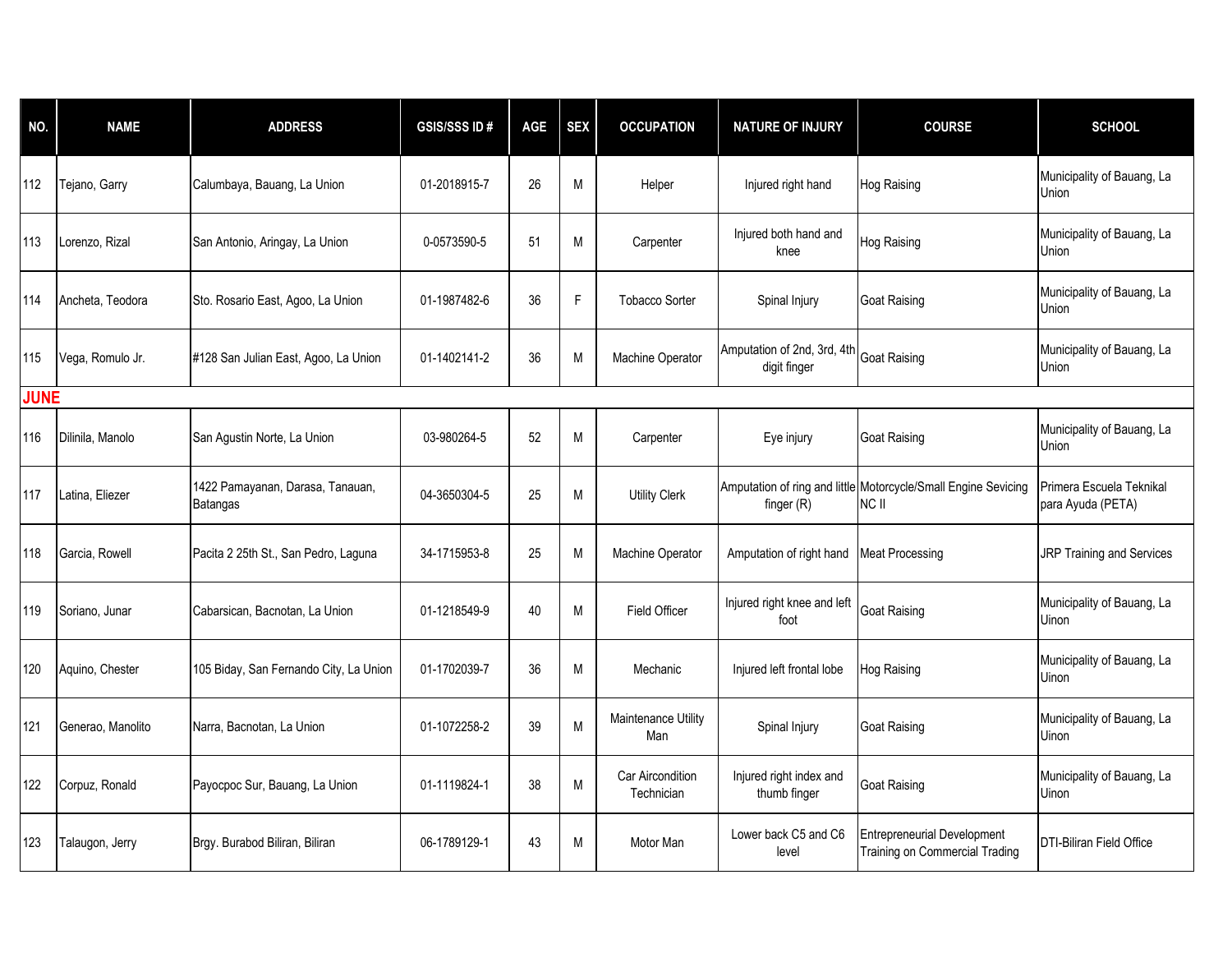| NO. | NAME | ADDRESS | GSIS/SSS ID # | AGE | SEX | OCCUPATION | NATURE OF INJURY | COURSE | SCHOOL |
|---|---|---|---|---|---|---|---|---|---|
| 112 | Tejano, Garry | Calumbaya, Bauang, La Union | 01-2018915-7 | 26 | M | Helper | Injured right hand | Hog Raising | Municipality of Bauang, La Union |
| 113 | Lorenzo, Rizal | San Antonio, Aringay, La Union | 0-0573590-5 | 51 | M | Carpenter | Injured both hand and knee | Hog Raising | Municipality of Bauang, La Union |
| 114 | Ancheta, Teodora | Sto. Rosario East, Agoo, La Union | 01-1987482-6 | 36 | F | Tobacco Sorter | Spinal Injury | Goat Raising | Municipality of Bauang, La Union |
| 115 | Vega, Romulo Jr. | #128 San Julian East, Agoo, La Union | 01-1402141-2 | 36 | M | Machine Operator | Amputation of 2nd, 3rd, 4th digit finger | Goat Raising | Municipality of Bauang, La Union |
| **JUNE** | | | | | | | | | |
| 116 | Dilinila, Manolo | San Agustin Norte, La Union | 03-980264-5 | 52 | M | Carpenter | Eye injury | Goat Raising | Municipality of Bauang, La Union |
| 117 | Latina, Eliezer | 1422 Pamayanan, Darasa, Tanauan, Batangas | 04-3650304-5 | 25 | M | Utility Clerk | Amputation of ring and little finger (R) | Motorcycle/Small Engine Sevicing NC II | Primera Escuela Teknikal para Ayuda (PETA) |
| 118 | Garcia, Rowell | Pacita 2 25th St., San Pedro, Laguna | 34-1715953-8 | 25 | M | Machine Operator | Amputation of right hand | Meat Processing | JRP Training and Services |
| 119 | Soriano, Junar | Cabarsican, Bacnotan, La Union | 01-1218549-9 | 40 | M | Field Officer | Injured right knee and left foot | Goat Raising | Municipality of Bauang, La Uinon |
| 120 | Aquino, Chester | 105 Biday, San Fernando City, La Union | 01-1702039-7 | 36 | M | Mechanic | Injured left frontal lobe | Hog Raising | Municipality of Bauang, La Uinon |
| 121 | Generao, Manolito | Narra, Bacnotan, La Union | 01-1072258-2 | 39 | M | Maintenance Utility Man | Spinal Injury | Goat Raising | Municipality of Bauang, La Uinon |
| 122 | Corpuz, Ronald | Payocpoc Sur, Bauang, La Union | 01-1119824-1 | 38 | M | Car Aircondition Technician | Injured right index and thumb finger | Goat Raising | Municipality of Bauang, La Uinon |
| 123 | Talaugon, Jerry | Brgy. Burabod Biliran, Biliran | 06-1789129-1 | 43 | M | Motor Man | Lower back C5 and C6 level | Entrepreneurial Development Training on Commercial Trading | DTI-Biliran Field Office |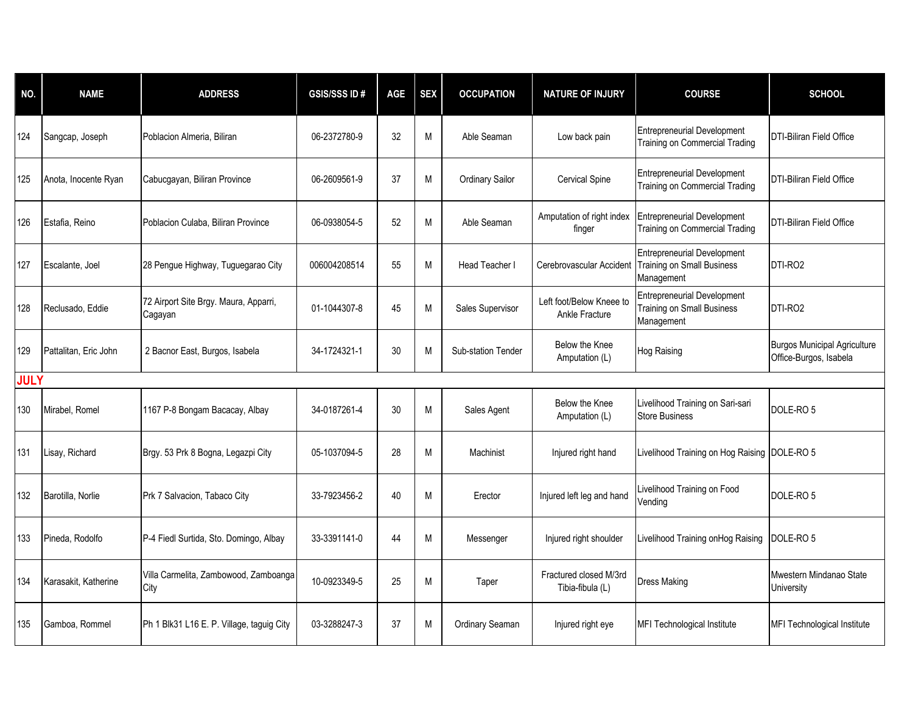| NO. | NAME | ADDRESS | GSIS/SSS ID # | AGE | SEX | OCCUPATION | NATURE OF INJURY | COURSE | SCHOOL |
|---|---|---|---|---|---|---|---|---|---|
| 124 | Sangcap, Joseph | Poblacion Almeria, Biliran | 06-2372780-9 | 32 | M | Able Seaman | Low back pain | Entrepreneurial Development Training on Commercial Trading | DTI-Biliran Field Office |
| 125 | Anota, Inocente Ryan | Cabucgayan, Biliran Province | 06-2609561-9 | 37 | M | Ordinary Sailor | Cervical Spine | Entrepreneurial Development Training on Commercial Trading | DTI-Biliran Field Office |
| 126 | Estafia, Reino | Poblacion Culaba, Biliran Province | 06-0938054-5 | 52 | M | Able Seaman | Amputation of right index finger | Entrepreneurial Development Training on Commercial Trading | DTI-Biliran Field Office |
| 127 | Escalante, Joel | 28 Pengue Highway, Tuguegarao City | 006004208514 | 55 | M | Head Teacher I | Cerebrovascular Accident | Entrepreneurial Development Training on Small Business Management | DTI-RO2 |
| 128 | Reclusado, Eddie | 72 Airport Site Brgy. Maura, Apparri, Cagayan | 01-1044307-8 | 45 | M | Sales Supervisor | Left foot/Below Kneee to Ankle Fracture | Entrepreneurial Development Training on Small Business Management | DTI-RO2 |
| 129 | Pattalitan, Eric John | 2 Bacnor East, Burgos, Isabela | 34-1724321-1 | 30 | M | Sub-station Tender | Below the Knee Amputation (L) | Hog Raising | Burgos Municipal Agriculture Office-Burgos, Isabela |
| **JULY** | | | | | | | | | |
| 130 | Mirabel, Romel | 1167 P-8 Bongam Bacacay, Albay | 34-0187261-4 | 30 | M | Sales Agent | Below the Knee Amputation (L) | Livelihood Training on Sari-sari Store Business | DOLE-RO 5 |
| 131 | Lisay, Richard | Brgy. 53 Prk 8 Bogna, Legazpi City | 05-1037094-5 | 28 | M | Machinist | Injured right hand | Livelihood Training on Hog Raising | DOLE-RO 5 |
| 132 | Barotilla, Norlie | Prk 7 Salvacion, Tabaco City | 33-7923456-2 | 40 | M | Erector | Injured left leg and hand | Livelihood Training on Food Vending | DOLE-RO 5 |
| 133 | Pineda, Rodolfo | P-4 Fiedl Surtida, Sto. Domingo, Albay | 33-3391141-0 | 44 | M | Messenger | Injured right shoulder | Livelihood Training onHog Raising | DOLE-RO 5 |
| 134 | Karasakit, Katherine | Villa Carmelita, Zambowood, Zamboanga City | 10-0923349-5 | 25 | M | Taper | Fractured closed M/3rd Tibia-fibula (L) | Dress Making | Mwestern Mindanao State University |
| 135 | Gamboa, Rommel | Ph 1 Blk31 L16 E. P. Village, taguig City | 03-3288247-3 | 37 | M | Ordinary Seaman | Injured right eye | MFI Technological Institute | MFI Technological Institute |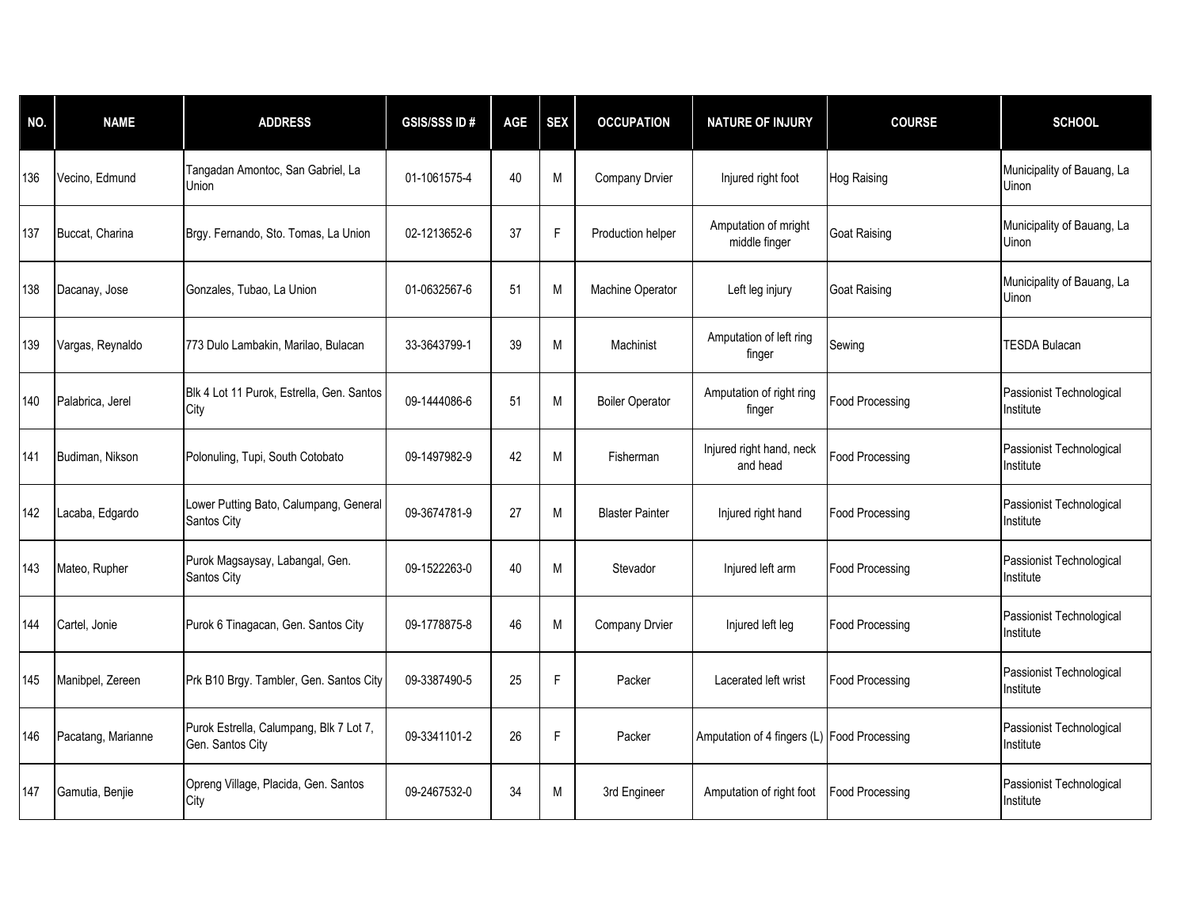| NO. | NAME | ADDRESS | GSIS/SSS ID # | AGE | SEX | OCCUPATION | NATURE OF INJURY | COURSE | SCHOOL |
|---|---|---|---|---|---|---|---|---|---|
| 136 | Vecino, Edmund | Tangadan Amontoc, San Gabriel, La Union | 01-1061575-4 | 40 | M | Company Drvier | Injured right foot | Hog Raising | Municipality of Bauang, La Uinon |
| 137 | Buccat, Charina | Brgy. Fernando, Sto. Tomas, La Union | 02-1213652-6 | 37 | F | Production helper | Amputation of mright middle finger | Goat Raising | Municipality of Bauang, La Uinon |
| 138 | Dacanay, Jose | Gonzales, Tubao, La Union | 01-0632567-6 | 51 | M | Machine Operator | Left leg injury | Goat Raising | Municipality of Bauang, La Uinon |
| 139 | Vargas, Reynaldo | 773 Dulo Lambakin, Marilao, Bulacan | 33-3643799-1 | 39 | M | Machinist | Amputation of left ring finger | Sewing | TESDA Bulacan |
| 140 | Palabrica, Jerel | Blk 4 Lot 11 Purok, Estrella, Gen. Santos City | 09-1444086-6 | 51 | M | Boiler Operator | Amputation of right ring finger | Food Processing | Passionist Technological Institute |
| 141 | Budiman, Nikson | Polonuling, Tupi, South Cotobato | 09-1497982-9 | 42 | M | Fisherman | Injured right hand, neck and head | Food Processing | Passionist Technological Institute |
| 142 | Lacaba, Edgardo | Lower Putting Bato, Calumpang, General Santos City | 09-3674781-9 | 27 | M | Blaster Painter | Injured right hand | Food Processing | Passionist Technological Institute |
| 143 | Mateo, Rupher | Purok Magsaysay, Labangal, Gen. Santos City | 09-1522263-0 | 40 | M | Stevador | Injured left arm | Food Processing | Passionist Technological Institute |
| 144 | Cartel, Jonie | Purok 6 Tinagacan, Gen. Santos City | 09-1778875-8 | 46 | M | Company Drvier | Injured left leg | Food Processing | Passionist Technological Institute |
| 145 | Manibpel, Zereen | Prk B10 Brgy. Tambler, Gen. Santos City | 09-3387490-5 | 25 | F | Packer | Lacerated left wrist | Food Processing | Passionist Technological Institute |
| 146 | Pacatang, Marianne | Purok Estrella, Calumpang, Blk 7 Lot 7, Gen. Santos City | 09-3341101-2 | 26 | F | Packer | Amputation of 4 fingers (L) | Food Processing | Passionist Technological Institute |
| 147 | Gamutia, Benjie | Opreng Village, Placida, Gen. Santos City | 09-2467532-0 | 34 | M | 3rd Engineer | Amputation of right foot | Food Processing | Passionist Technological Institute |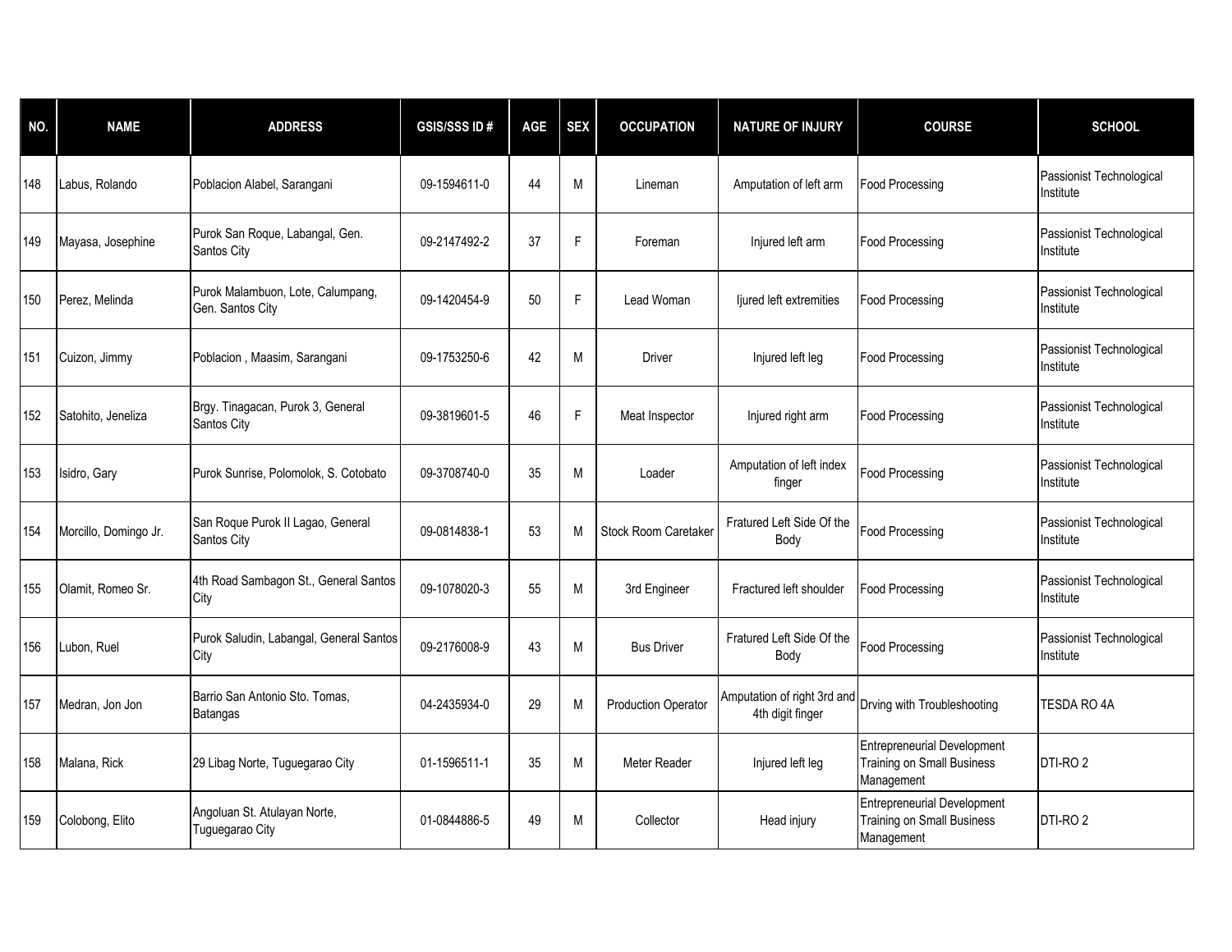| NO. | NAME | ADDRESS | GSIS/SSS ID # | AGE | SEX | OCCUPATION | NATURE OF INJURY | COURSE | SCHOOL |
|---|---|---|---|---|---|---|---|---|---|
| 148 | Labus, Rolando | Poblacion Alabel, Sarangani | 09-1594611-0 | 44 | M | Lineman | Amputation of left arm | Food Processing | Passionist Technological Institute |
| 149 | Mayasa, Josephine | Purok San Roque, Labangal, Gen. Santos City | 09-2147492-2 | 37 | F | Foreman | Injured left arm | Food Processing | Passionist Technological Institute |
| 150 | Perez, Melinda | Purok Malambuon, Lote, Calumpang, Gen. Santos City | 09-1420454-9 | 50 | F | Lead Woman | Ijured left extremities | Food Processing | Passionist Technological Institute |
| 151 | Cuizon, Jimmy | Poblacion , Maasim, Sarangani | 09-1753250-6 | 42 | M | Driver | Injured left leg | Food Processing | Passionist Technological Institute |
| 152 | Satohito, Jeneliza | Brgy. Tinagacan, Purok 3, General Santos City | 09-3819601-5 | 46 | F | Meat Inspector | Injured right arm | Food Processing | Passionist Technological Institute |
| 153 | Isidro, Gary | Purok Sunrise, Polomolok, S. Cotobato | 09-3708740-0 | 35 | M | Loader | Amputation of left index finger | Food Processing | Passionist Technological Institute |
| 154 | Morcillo, Domingo Jr. | San Roque Purok II Lagao, General Santos City | 09-0814838-1 | 53 | M | Stock Room Caretaker | Fratured Left Side Of the Body | Food Processing | Passionist Technological Institute |
| 155 | Olamit, Romeo Sr. | 4th Road Sambagon St., General Santos City | 09-1078020-3 | 55 | M | 3rd Engineer | Fractured left shoulder | Food Processing | Passionist Technological Institute |
| 156 | Lubon, Ruel | Purok Saludin, Labangal, General Santos City | 09-2176008-9 | 43 | M | Bus Driver | Fratured Left Side Of the Body | Food Processing | Passionist Technological Institute |
| 157 | Medran, Jon Jon | Barrio San Antonio Sto. Tomas, Batangas | 04-2435934-0 | 29 | M | Production Operator | Amputation of right 3rd and 4th digit finger | Drving with Troubleshooting | TESDA RO 4A |
| 158 | Malana, Rick | 29 Libag Norte, Tuguegarao City | 01-1596511-1 | 35 | M | Meter Reader | Injured left leg | Entrepreneurial Development Training on Small Business Management | DTI-RO 2 |
| 159 | Colobong, Elito | Angoluan St. Atulayan Norte, Tuguegarao City | 01-0844886-5 | 49 | M | Collector | Head injury | Entrepreneurial Development Training on Small Business Management | DTI-RO 2 |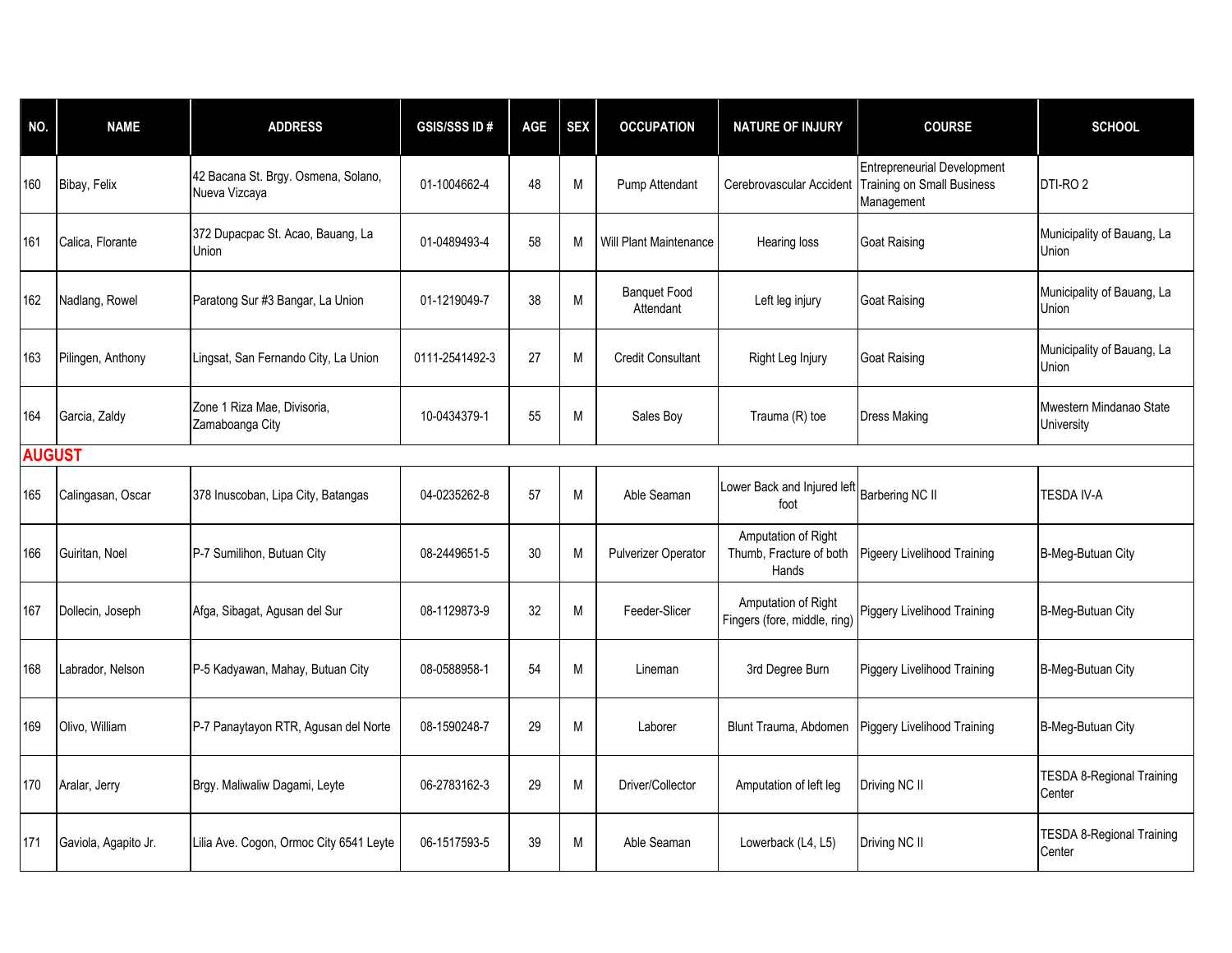| NO. | NAME | ADDRESS | GSIS/SSS ID # | AGE | SEX | OCCUPATION | NATURE OF INJURY | COURSE | SCHOOL |
|---|---|---|---|---|---|---|---|---|---|
| 160 | Bibay, Felix | 42 Bacana St. Brgy. Osmena, Solano, Nueva Vizcaya | 01-1004662-4 | 48 | M | Pump Attendant | Cerebrovascular Accident | Entrepreneurial Development Training on Small Business Management | DTI-RO 2 |
| 161 | Calica, Florante | 372 Dupacpac St. Acao, Bauang, La Union | 01-0489493-4 | 58 | M | Will Plant Maintenance | Hearing loss | Goat Raising | Municipality of Bauang, La Union |
| 162 | Nadlang, Rowel | Paratong Sur #3 Bangar, La Union | 01-1219049-7 | 38 | M | Banquet Food Attendant | Left leg injury | Goat Raising | Municipality of Bauang, La Union |
| 163 | Pilingen, Anthony | Lingsat, San Fernando City, La Union | 0111-2541492-3 | 27 | M | Credit Consultant | Right Leg Injury | Goat Raising | Municipality of Bauang, La Union |
| 164 | Garcia, Zaldy | Zone 1 Riza Mae, Divisoria, Zamaboanga City | 10-0434379-1 | 55 | M | Sales Boy | Trauma (R) toe | Dress Making | Mwestern Mindanao State University |
| **AUGUST** | | | | | | | | | |
| 165 | Calingasan, Oscar | 378 Inuscoban, Lipa City, Batangas | 04-0235262-8 | 57 | M | Able Seaman | Lower Back and Injured left foot | Barbering NC II | TESDA IV-A |
| 166 | Guiritan, Noel | P-7 Sumilihon, Butuan City | 08-2449651-5 | 30 | M | Pulverizer Operator | Amputation of Right Thumb, Fracture of both Hands | Pigeery Livelihood Training | B-Meg-Butuan City |
| 167 | Dollecin, Joseph | Afga, Sibagat, Agusan del Sur | 08-1129873-9 | 32 | M | Feeder-Slicer | Amputation of Right Fingers (fore, middle, ring) | Piggery Livelihood Training | B-Meg-Butuan City |
| 168 | Labrador, Nelson | P-5 Kadyawan, Mahay, Butuan City | 08-0588958-1 | 54 | M | Lineman | 3rd Degree Burn | Piggery Livelihood Training | B-Meg-Butuan City |
| 169 | Olivo, William | P-7 Panaytayon RTR, Agusan del Norte | 08-1590248-7 | 29 | M | Laborer | Blunt Trauma, Abdomen | Piggery Livelihood Training | B-Meg-Butuan City |
| 170 | Aralar, Jerry | Brgy. Maliwaliw Dagami, Leyte | 06-2783162-3 | 29 | M | Driver/Collector | Amputation of left leg | Driving NC II | TESDA 8-Regional Training Center |
| 171 | Gaviola, Agapito Jr. | Lilia Ave. Cogon, Ormoc City 6541 Leyte | 06-1517593-5 | 39 | M | Able Seaman | Lowerback (L4, L5) | Driving NC II | TESDA 8-Regional Training Center |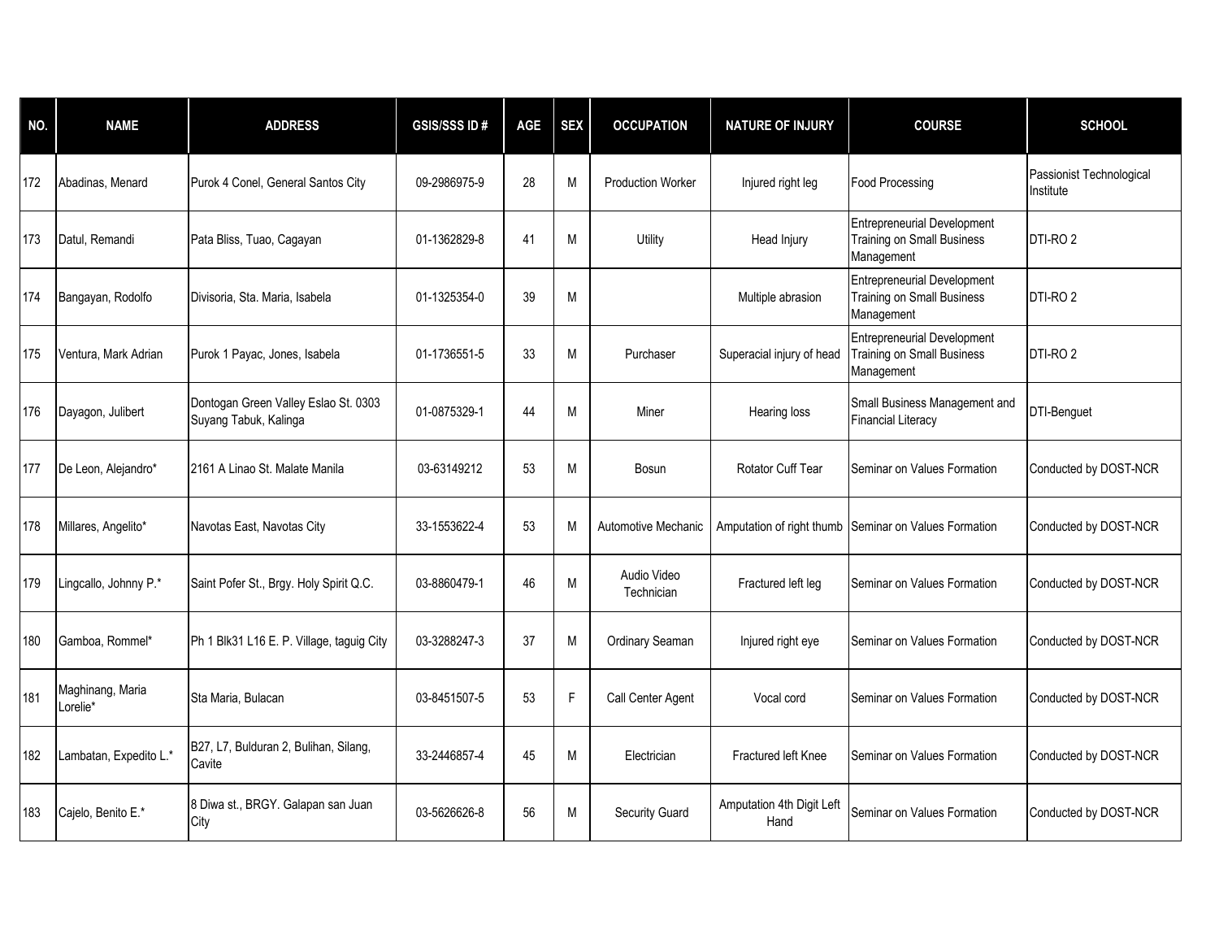| NO. | NAME | ADDRESS | GSIS/SSS ID # | AGE | SEX | OCCUPATION | NATURE OF INJURY | COURSE | SCHOOL |
|---|---|---|---|---|---|---|---|---|---|
| 172 | Abadinas, Menard | Purok 4 Conel, General Santos City | 09-2986975-9 | 28 | M | Production Worker | Injured right leg | Food Processing | Passionist Technological Institute |
| 173 | Datul, Remandi | Pata Bliss, Tuao, Cagayan | 01-1362829-8 | 41 | M | Utility | Head Injury | Entrepreneurial Development Training on Small Business Management | DTI-RO 2 |
| 174 | Bangayan, Rodolfo | Divisoria, Sta. Maria, Isabela | 01-1325354-0 | 39 | M | | Multiple abrasion | Entrepreneurial Development Training on Small Business Management | DTI-RO 2 |
| 175 | Ventura, Mark Adrian | Purok 1 Payac, Jones, Isabela | 01-1736551-5 | 33 | M | Purchaser | Superacial injury of head | Entrepreneurial Development Training on Small Business Management | DTI-RO 2 |
| 176 | Dayagon, Julibert | Dontogan Green Valley Eslao St. 0303 Suyang Tabuk, Kalinga | 01-0875329-1 | 44 | M | Miner | Hearing loss | Small Business Management and Financial Literacy | DTI-Benguet |
| 177 | De Leon, Alejandro* | 2161 A Linao St. Malate Manila | 03-63149212 | 53 | M | Bosun | Rotator Cuff Tear | Seminar on Values Formation | Conducted by DOST-NCR |
| 178 | Millares, Angelito* | Navotas East, Navotas City | 33-1553622-4 | 53 | M | Automotive Mechanic | Amputation of right thumb | Seminar on Values Formation | Conducted by DOST-NCR |
| 179 | Lingcallo, Johnny P.* | Saint Pofer St., Brgy. Holy Spirit Q.C. | 03-8860479-1 | 46 | M | Audio Video Technician | Fractured left leg | Seminar on Values Formation | Conducted by DOST-NCR |
| 180 | Gamboa, Rommel* | Ph 1 Blk31 L16 E. P. Village, taguig City | 03-3288247-3 | 37 | M | Ordinary Seaman | Injured right eye | Seminar on Values Formation | Conducted by DOST-NCR |
| 181 | Maghinang, Maria Lorelie* | Sta Maria, Bulacan | 03-8451507-5 | 53 | F | Call Center Agent | Vocal cord | Seminar on Values Formation | Conducted by DOST-NCR |
| 182 | Lambatan, Expedito L.* | B27, L7, Bulduran 2, Bulihan, Silang, Cavite | 33-2446857-4 | 45 | M | Electrician | Fractured left Knee | Seminar on Values Formation | Conducted by DOST-NCR |
| 183 | Cajelo, Benito E.* | 8 Diwa st., BRGY. Galapan san Juan City | 03-5626626-8 | 56 | M | Security Guard | Amputation 4th Digit Left Hand | Seminar on Values Formation | Conducted by DOST-NCR |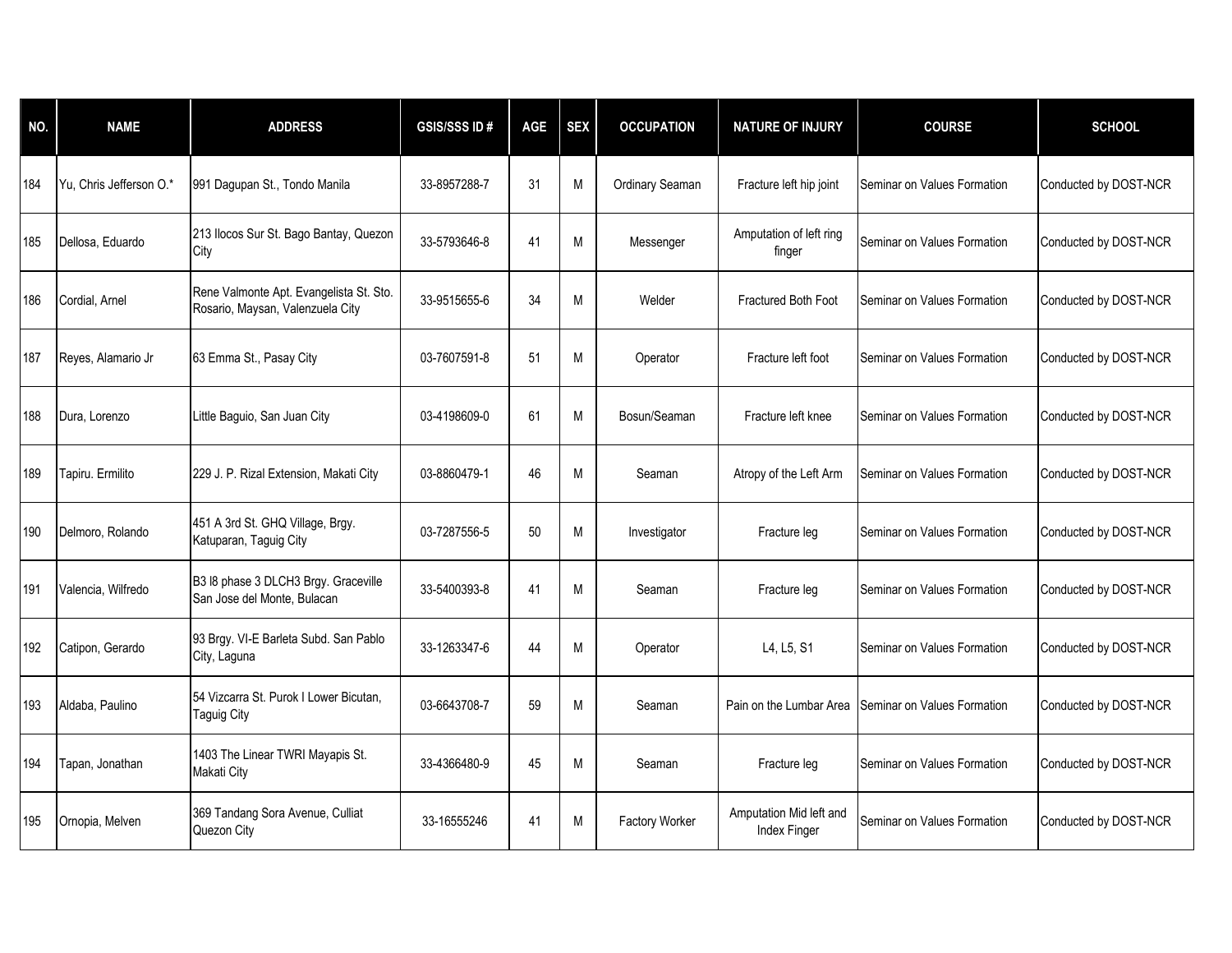| NO. | NAME | ADDRESS | GSIS/SSS ID # | AGE | SEX | OCCUPATION | NATURE OF INJURY | COURSE | SCHOOL |
|---|---|---|---|---|---|---|---|---|---|
| 184 | Yu, Chris Jefferson O.* | 991 Dagupan St., Tondo Manila | 33-8957288-7 | 31 | M | Ordinary Seaman | Fracture left hip joint | Seminar on Values Formation | Conducted by DOST-NCR |
| 185 | Dellosa, Eduardo | 213 Ilocos Sur St. Bago Bantay, Quezon City | 33-5793646-8 | 41 | M | Messenger | Amputation of left ring finger | Seminar on Values Formation | Conducted by DOST-NCR |
| 186 | Cordial, Arnel | Rene Valmonte Apt. Evangelista St. Sto. Rosario, Maysan, Valenzuela City | 33-9515655-6 | 34 | M | Welder | Fractured Both Foot | Seminar on Values Formation | Conducted by DOST-NCR |
| 187 | Reyes, Alamario Jr | 63 Emma St., Pasay City | 03-7607591-8 | 51 | M | Operator | Fracture left foot | Seminar on Values Formation | Conducted by DOST-NCR |
| 188 | Dura, Lorenzo | Little Baguio, San Juan City | 03-4198609-0 | 61 | M | Bosun/Seaman | Fracture left knee | Seminar on Values Formation | Conducted by DOST-NCR |
| 189 | Tapiru. Ermilito | 229 J. P. Rizal Extension, Makati City | 03-8860479-1 | 46 | M | Seaman | Atropy of the Left Arm | Seminar on Values Formation | Conducted by DOST-NCR |
| 190 | Delmoro, Rolando | 451 A 3rd St. GHQ Village, Brgy. Katuparan, Taguig City | 03-7287556-5 | 50 | M | Investigator | Fracture leg | Seminar on Values Formation | Conducted by DOST-NCR |
| 191 | Valencia, Wilfredo | B3 l8 phase 3 DLCH3 Brgy. Graceville San Jose del Monte, Bulacan | 33-5400393-8 | 41 | M | Seaman | Fracture leg | Seminar on Values Formation | Conducted by DOST-NCR |
| 192 | Catipon, Gerardo | 93 Brgy. VI-E Barleta Subd. San Pablo City, Laguna | 33-1263347-6 | 44 | M | Operator | L4, L5, S1 | Seminar on Values Formation | Conducted by DOST-NCR |
| 193 | Aldaba, Paulino | 54 Vizcarra St. Purok I Lower Bicutan, Taguig City | 03-6643708-7 | 59 | M | Seaman | Pain on the Lumbar Area | Seminar on Values Formation | Conducted by DOST-NCR |
| 194 | Tapan, Jonathan | 1403 The Linear TWRI Mayapis St. Makati City | 33-4366480-9 | 45 | M | Seaman | Fracture leg | Seminar on Values Formation | Conducted by DOST-NCR |
| 195 | Ornopia, Melven | 369 Tandang Sora Avenue, Culliat Quezon City | 33-16555246 | 41 | M | Factory Worker | Amputation Mid left and Index Finger | Seminar on Values Formation | Conducted by DOST-NCR |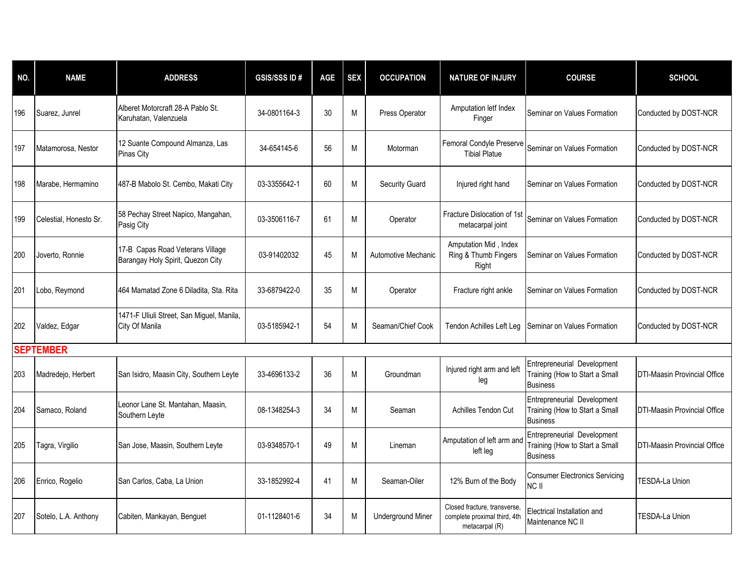| NO. | NAME | ADDRESS | GSIS/SSS ID # | AGE | SEX | OCCUPATION | NATURE OF INJURY | COURSE | SCHOOL |
|---|---|---|---|---|---|---|---|---|---|
| 196 | Suarez, Junrel | Alberet Motorcraft 28-A Pablo St. Karuhatan, Valenzuela | 34-0801164-3 | 30 | M | Press Operator | Amputation letf Index Finger | Seminar on Values Formation | Conducted by DOST-NCR |
| 197 | Matamorosa, Nestor | 12 Suante Compound Almanza, Las Pinas City | 34-654145-6 | 56 | M | Motorman | Femoral Condyle Preserve Tibial Platue | Seminar on Values Formation | Conducted by DOST-NCR |
| 198 | Marabe, Hermamino | 487-B Mabolo St. Cembo, Makati City | 03-3355642-1 | 60 | M | Security Guard | Injured right hand | Seminar on Values Formation | Conducted by DOST-NCR |
| 199 | Celestial, Honesto Sr. | 58 Pechay Street Napico, Mangahan, Pasig City | 03-3506116-7 | 61 | M | Operator | Fracture Dislocation of 1st metacarpal joint | Seminar on Values Formation | Conducted by DOST-NCR |
| 200 | Joverto, Ronnie | 17-B Capas Road Veterans Village Barangay Holy Spirit, Quezon City | 03-91402032 | 45 | M | Automotive Mechanic | Amputation Mid , Index Ring & Thumb Fingers Right | Seminar on Values Formation | Conducted by DOST-NCR |
| 201 | Lobo, Reymond | 464 Mamatad Zone 6 Diladita, Sta. Rita | 33-6879422-0 | 35 | M | Operator | Fracture right ankle | Seminar on Values Formation | Conducted by DOST-NCR |
| 202 | Valdez, Edgar | 1471-F Uliuli Street, San Miguel, Manila, City Of Manila | 03-5185942-1 | 54 | M | Seaman/Chief Cook | Tendon Achilles Left Leg | Seminar on Values Formation | Conducted by DOST-NCR |
| **SEPTEMBER** | | | | | | | | | |
| 203 | Madredejo, Herbert | San Isidro, Maasin City, Southern Leyte | 33-4696133-2 | 36 | M | Groundman | Injured right arm and left leg | Entrepreneurial Development Training (How to Start a Small Business | DTI-Maasin Provincial Office |
| 204 | Samaco, Roland | Leonor Lane St. Mantahan, Maasin, Southern Leyte | 08-1348254-3 | 34 | M | Seaman | Achilles Tendon Cut | Entrepreneurial Development Training (How to Start a Small Business | DTI-Maasin Provincial Office |
| 205 | Tagra, Virgilio | San Jose, Maasin, Southern Leyte | 03-9348570-1 | 49 | M | Lineman | Amputation of left arm and left leg | Entrepreneurial Development Training (How to Start a Small Business | DTI-Maasin Provincial Office |
| 206 | Enrico, Rogelio | San Carlos, Caba, La Union | 33-1852992-4 | 41 | M | Seaman-Oiler | 12% Burn of the Body | Consumer Electronics Servicing NC II | TESDA-La Union |
| 207 | Sotelo, L.A. Anthony | Cabiten, Mankayan, Benguet | 01-1128401-6 | 34 | M | Underground Miner | Closed fracture, transverse, complete proximal third, 4th metacarpal (R) | Electrical Installation and Maintenance NC II | TESDA-La Union |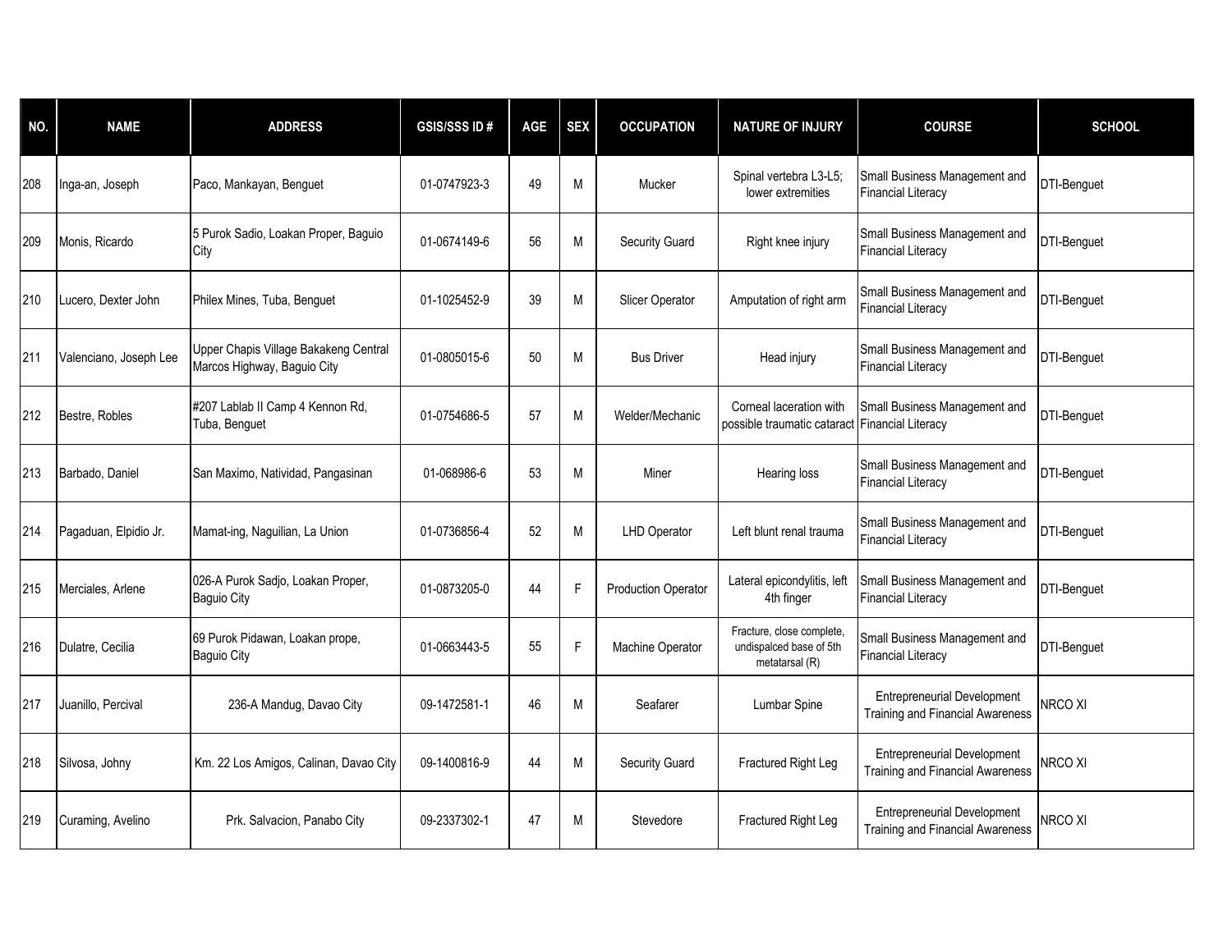| NO. | NAME | ADDRESS | GSIS/SSS ID # | AGE | SEX | OCCUPATION | NATURE OF INJURY | COURSE | SCHOOL |
|---|---|---|---|---|---|---|---|---|---|
| 208 | Inga-an, Joseph | Paco, Mankayan, Benguet | 01-0747923-3 | 49 | M | Mucker | Spinal vertebra L3-L5; lower extremities | Small Business Management and Financial Literacy | DTI-Benguet |
| 209 | Monis, Ricardo | 5 Purok Sadio, Loakan Proper, Baguio City | 01-0674149-6 | 56 | M | Security Guard | Right knee injury | Small Business Management and Financial Literacy | DTI-Benguet |
| 210 | Lucero, Dexter John | Philex Mines, Tuba, Benguet | 01-1025452-9 | 39 | M | Slicer Operator | Amputation of right arm | Small Business Management and Financial Literacy | DTI-Benguet |
| 211 | Valenciano, Joseph Lee | Upper Chapis Village Bakakeng Central Marcos Highway, Baguio City | 01-0805015-6 | 50 | M | Bus Driver | Head injury | Small Business Management and Financial Literacy | DTI-Benguet |
| 212 | Bestre, Robles | #207 Lablab II Camp 4 Kennon Rd, Tuba, Benguet | 01-0754686-5 | 57 | M | Welder/Mechanic | Corneal laceration with possible traumatic cataract | Small Business Management and Financial Literacy | DTI-Benguet |
| 213 | Barbado, Daniel | San Maximo, Natividad, Pangasinan | 01-068986-6 | 53 | M | Miner | Hearing loss | Small Business Management and Financial Literacy | DTI-Benguet |
| 214 | Pagaduan, Elpidio Jr. | Mamat-ing, Naguilian, La Union | 01-0736856-4 | 52 | M | LHD Operator | Left blunt renal trauma | Small Business Management and Financial Literacy | DTI-Benguet |
| 215 | Merciales, Arlene | 026-A Purok Sadjo, Loakan Proper, Baguio City | 01-0873205-0 | 44 | F | Production Operator | Lateral epicondylitis, left 4th finger | Small Business Management and Financial Literacy | DTI-Benguet |
| 216 | Dulatre, Cecilia | 69 Purok Pidawan, Loakan prope, Baguio City | 01-0663443-5 | 55 | F | Machine Operator | Fracture, close complete, undispalced base of 5th metatarsal (R) | Small Business Management and Financial Literacy | DTI-Benguet |
| 217 | Juanillo, Percival | 236-A Mandug, Davao City | 09-1472581-1 | 46 | M | Seafarer | Lumbar Spine | Entrepreneurial Development Training and Financial Awareness | NRCO XI |
| 218 | Silvosa, Johny | Km. 22 Los Amigos, Calinan, Davao City | 09-1400816-9 | 44 | M | Security Guard | Fractured Right Leg | Entrepreneurial Development Training and Financial Awareness | NRCO XI |
| 219 | Curaming, Avelino | Prk. Salvacion, Panabo City | 09-2337302-1 | 47 | M | Stevedore | Fractured Right Leg | Entrepreneurial Development Training and Financial Awareness | NRCO XI |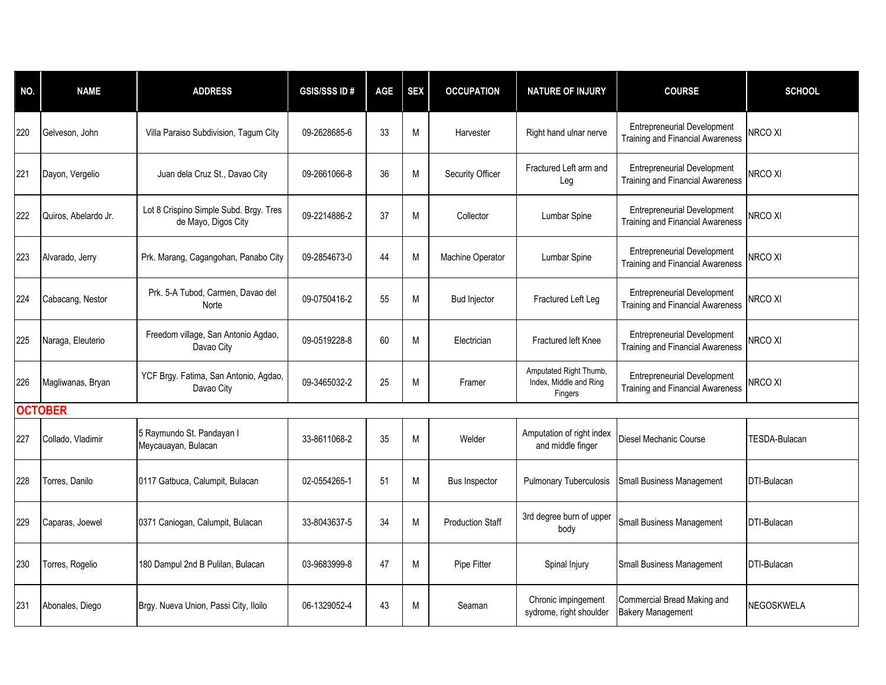| NO. | NAME | ADDRESS | GSIS/SSS ID # | AGE | SEX | OCCUPATION | NATURE OF INJURY | COURSE | SCHOOL |
|---|---|---|---|---|---|---|---|---|---|
| 220 | Gelveson, John | Villa Paraiso Subdivision, Tagum City | 09-2628685-6 | 33 | M | Harvester | Right hand ulnar nerve | Entrepreneurial Development Training and Financial Awareness | NRCO XI |
| 221 | Dayon, Vergelio | Juan dela Cruz St., Davao City | 09-2661066-8 | 36 | M | Security Officer | Fractured Left arm and Leg | Entrepreneurial Development Training and Financial Awareness | NRCO XI |
| 222 | Quiros, Abelardo Jr. | Lot 8 Crispino Simple Subd. Brgy. Tres de Mayo, Digos City | 09-2214886-2 | 37 | M | Collector | Lumbar Spine | Entrepreneurial Development Training and Financial Awareness | NRCO XI |
| 223 | Alvarado, Jerry | Prk. Marang, Cagangohan, Panabo City | 09-2854673-0 | 44 | M | Machine Operator | Lumbar Spine | Entrepreneurial Development Training and Financial Awareness | NRCO XI |
| 224 | Cabacang, Nestor | Prk. 5-A Tubod, Carmen, Davao del Norte | 09-0750416-2 | 55 | M | Bud Injector | Fractured Left Leg | Entrepreneurial Development Training and Financial Awareness | NRCO XI |
| 225 | Naraga, Eleuterio | Freedom village, San Antonio Agdao, Davao City | 09-0519228-8 | 60 | M | Electrician | Fractured left Knee | Entrepreneurial Development Training and Financial Awareness | NRCO XI |
| 226 | Magliwanas, Bryan | YCF Brgy. Fatima, San Antonio, Agdao, Davao City | 09-3465032-2 | 25 | M | Framer | Amputated Right Thumb, Index, Middle and Ring Fingers | Entrepreneurial Development Training and Financial Awareness | NRCO XI |
| **OCTOBER** | | | | | | | | | |
| 227 | Collado, Vladimir | 5 Raymundo St. Pandayan I Meycauayan, Bulacan | 33-8611068-2 | 35 | M | Welder | Amputation of right index and middle finger | Diesel Mechanic Course | TESDA-Bulacan |
| 228 | Torres, Danilo | 0117 Gatbuca, Calumpit, Bulacan | 02-0554265-1 | 51 | M | Bus Inspector | Pulmonary Tuberculosis | Small Business Management | DTI-Bulacan |
| 229 | Caparas, Joewel | 0371 Caniogan, Calumpit, Bulacan | 33-8043637-5 | 34 | M | Production Staff | 3rd degree burn of upper body | Small Business Management | DTI-Bulacan |
| 230 | Torres, Rogelio | 180 Dampul 2nd B Pulilan, Bulacan | 03-9683999-8 | 47 | M | Pipe Fitter | Spinal Injury | Small Business Management | DTI-Bulacan |
| 231 | Abonales, Diego | Brgy. Nueva Union, Passi City, Iloilo | 06-1329052-4 | 43 | M | Seaman | Chronic impingement sydrome, right shoulder | Commercial Bread Making and Bakery Management | NEGOSKWELA |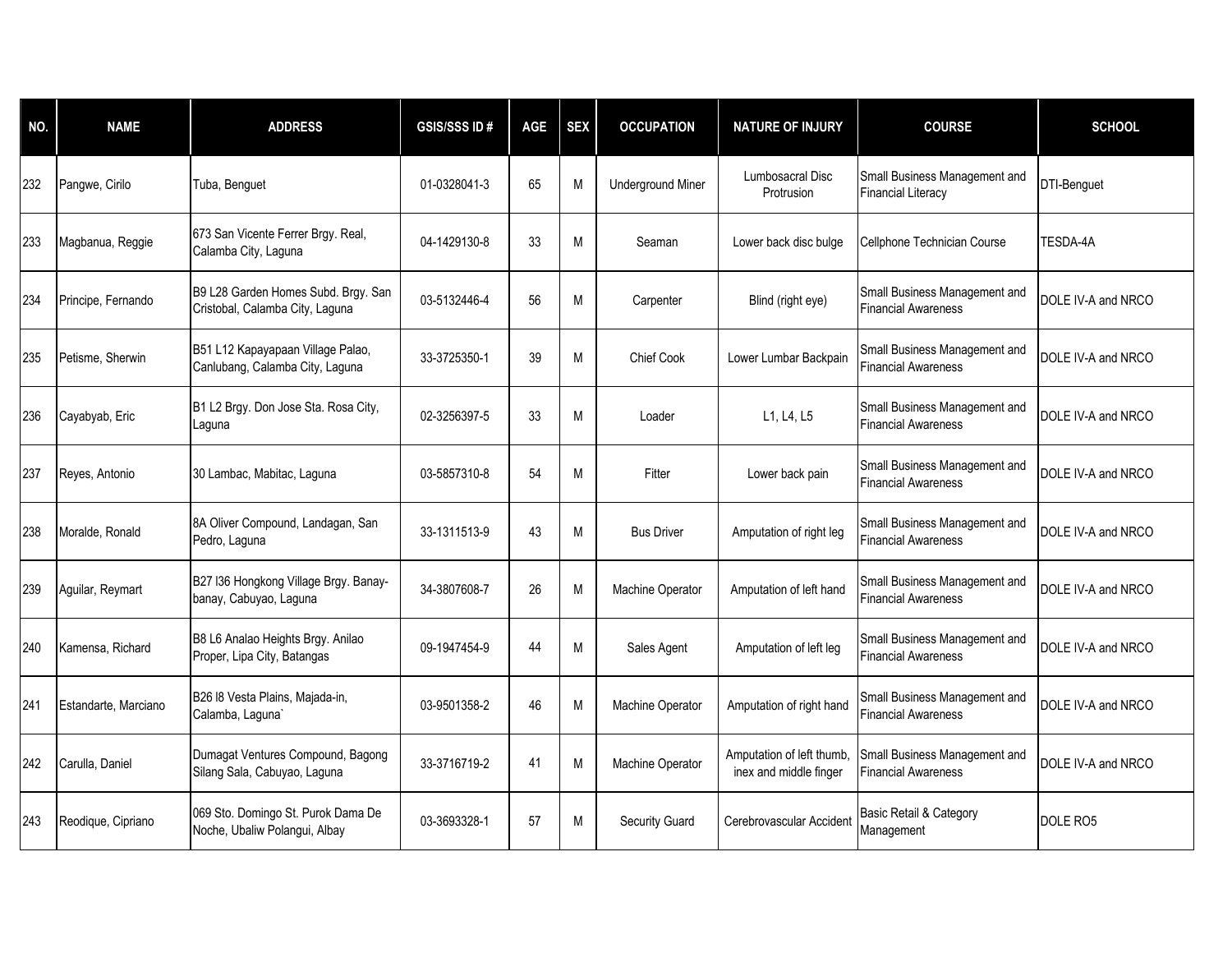| NO. | NAME | ADDRESS | GSIS/SSS ID # | AGE | SEX | OCCUPATION | NATURE OF INJURY | COURSE | SCHOOL |
|---|---|---|---|---|---|---|---|---|---|
| 232 | Pangwe, Cirilo | Tuba, Benguet | 01-0328041-3 | 65 | M | Underground Miner | Lumbosacral Disc Protrusion | Small Business Management and Financial Literacy | DTI-Benguet |
| 233 | Magbanua, Reggie | 673 San Vicente Ferrer Brgy. Real, Calamba City, Laguna | 04-1429130-8 | 33 | M | Seaman | Lower back disc bulge | Cellphone Technician Course | TESDA-4A |
| 234 | Principe, Fernando | B9 L28 Garden Homes Subd. Brgy. San Cristobal, Calamba City, Laguna | 03-5132446-4 | 56 | M | Carpenter | Blind (right eye) | Small Business Management and Financial Awareness | DOLE IV-A and NRCO |
| 235 | Petisme, Sherwin | B51 L12 Kapayapaan Village Palao, Canlubang, Calamba City, Laguna | 33-3725350-1 | 39 | M | Chief Cook | Lower Lumbar Backpain | Small Business Management and Financial Awareness | DOLE IV-A and NRCO |
| 236 | Cayabyab, Eric | B1 L2 Brgy. Don Jose Sta. Rosa City, Laguna | 02-3256397-5 | 33 | M | Loader | L1, L4, L5 | Small Business Management and Financial Awareness | DOLE IV-A and NRCO |
| 237 | Reyes, Antonio | 30 Lambac, Mabitac, Laguna | 03-5857310-8 | 54 | M | Fitter | Lower back pain | Small Business Management and Financial Awareness | DOLE IV-A and NRCO |
| 238 | Moralde, Ronald | 8A Oliver Compound, Landagan, San Pedro, Laguna | 33-1311513-9 | 43 | M | Bus Driver | Amputation of right leg | Small Business Management and Financial Awareness | DOLE IV-A and NRCO |
| 239 | Aguilar, Reymart | B27 l36 Hongkong Village Brgy. Banay-banay, Cabuyao, Laguna | 34-3807608-7 | 26 | M | Machine Operator | Amputation of left hand | Small Business Management and Financial Awareness | DOLE IV-A and NRCO |
| 240 | Kamensa, Richard | B8 L6 Analao Heights Brgy. Anilao Proper, Lipa City, Batangas | 09-1947454-9 | 44 | M | Sales Agent | Amputation of left leg | Small Business Management and Financial Awareness | DOLE IV-A and NRCO |
| 241 | Estandarte, Marciano | B26 l8 Vesta Plains, Majada-in, Calamba, Laguna` | 03-9501358-2 | 46 | M | Machine Operator | Amputation of right hand | Small Business Management and Financial Awareness | DOLE IV-A and NRCO |
| 242 | Carulla, Daniel | Dumagat Ventures Compound, Bagong Silang Sala, Cabuyao, Laguna | 33-3716719-2 | 41 | M | Machine Operator | Amputation of left thumb, inex and middle finger | Small Business Management and Financial Awareness | DOLE IV-A and NRCO |
| 243 | Reodique, Cipriano | 069 Sto. Domingo St. Purok Dama De Noche, Ubaliw Polangui, Albay | 03-3693328-1 | 57 | M | Security Guard | Cerebrovascular Accident | Basic Retail & Category Management | DOLE RO5 |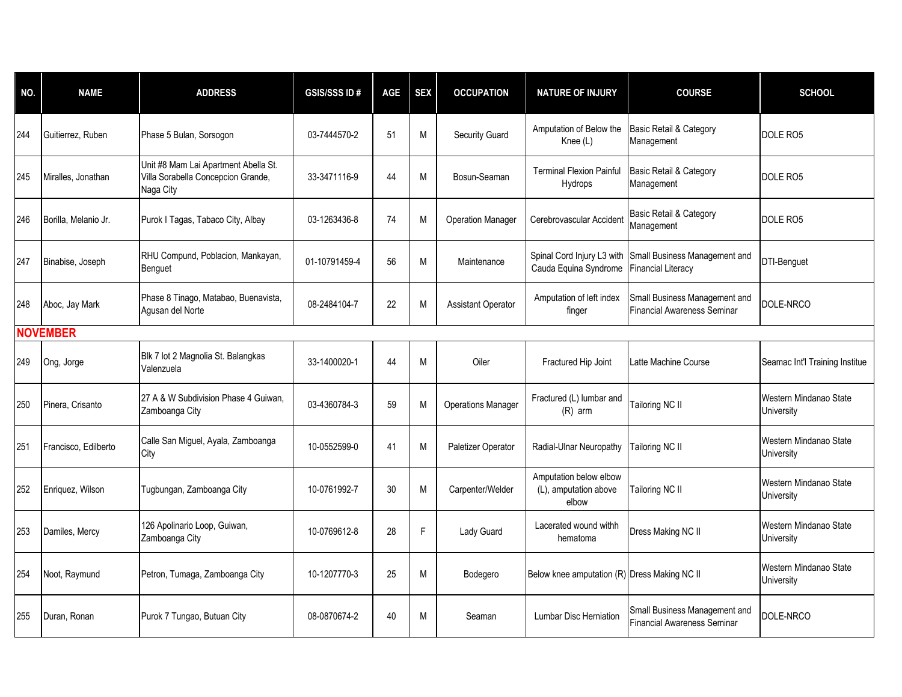| NO. | NAME | ADDRESS | GSIS/SSS ID # | AGE | SEX | OCCUPATION | NATURE OF INJURY | COURSE | SCHOOL |
|---|---|---|---|---|---|---|---|---|---|
| 244 | Guitierrez, Ruben | Phase 5 Bulan, Sorsogon | 03-7444570-2 | 51 | M | Security Guard | Amputation of Below the Knee (L) | Basic Retail & Category Management | DOLE RO5 |
| 245 | Miralles, Jonathan | Unit #8 Mam Lai Apartment Abella St. Villa Sorabella Concepcion Grande, Naga City | 33-3471116-9 | 44 | M | Bosun-Seaman | Terminal Flexion Painful Hydrops | Basic Retail & Category Management | DOLE RO5 |
| 246 | Borilla, Melanio Jr. | Purok I Tagas, Tabaco City, Albay | 03-1263436-8 | 74 | M | Operation Manager | Cerebrovascular Accident | Basic Retail & Category Management | DOLE RO5 |
| 247 | Binabise, Joseph | RHU Compund, Poblacion, Mankayan, Benguet | 01-10791459-4 | 56 | M | Maintenance | Spinal Cord Injury L3 with Cauda Equina Syndrome | Small Business Management and Financial Literacy | DTI-Benguet |
| 248 | Aboc, Jay Mark | Phase 8 Tinago, Matabao, Buenavista, Agusan del Norte | 08-2484104-7 | 22 | M | Assistant Operator | Amputation of left index finger | Small Business Management and Financial Awareness Seminar | DOLE-NRCO |
| **NOVEMBER** | | | | | | | | | |
| 249 | Ong, Jorge | Blk 7 lot 2 Magnolia St. Balangkas Valenzuela | 33-1400020-1 | 44 | M | Oiler | Fractured Hip Joint | Latte Machine Course | Seamac Int'l Training Institue |
| 250 | Pinera, Crisanto | 27 A & W Subdivision Phase 4 Guiwan, Zamboanga City | 03-4360784-3 | 59 | M | Operations Manager | Fractured (L) lumbar and (R) arm | Tailoring NC II | Western Mindanao State University |
| 251 | Francisco, Edilberto | Calle San Miguel, Ayala, Zamboanga City | 10-0552599-0 | 41 | M | Paletizer Operator | Radial-Ulnar Neuropathy | Tailoring NC II | Western Mindanao State University |
| 252 | Enriquez, Wilson | Tugbungan, Zamboanga City | 10-0761992-7 | 30 | M | Carpenter/Welder | Amputation below elbow (L), amputation above elbow | Tailoring NC II | Western Mindanao State University |
| 253 | Damiles, Mercy | 126 Apolinario Loop, Guiwan, Zamboanga City | 10-0769612-8 | 28 | F | Lady Guard | Lacerated wound withh hematoma | Dress Making NC II | Western Mindanao State University |
| 254 | Noot, Raymund | Petron, Tumaga, Zamboanga City | 10-1207770-3 | 25 | M | Bodegero | Below knee amputation (R) | Dress Making NC II | Western Mindanao State University |
| 255 | Duran, Ronan | Purok 7 Tungao, Butuan City | 08-0870674-2 | 40 | M | Seaman | Lumbar Disc Herniation | Small Business Management and Financial Awareness Seminar | DOLE-NRCO |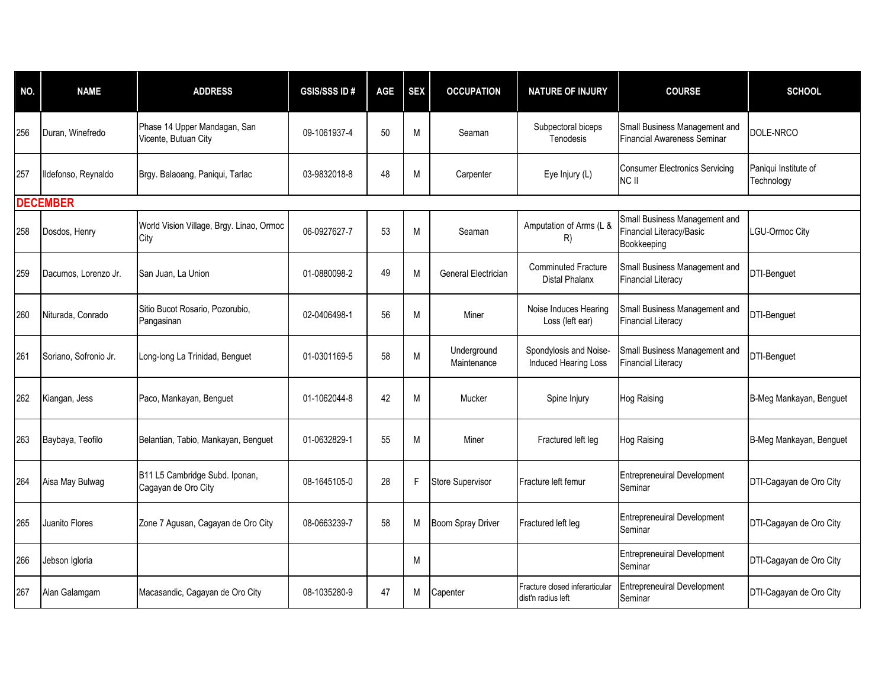| NO. | NAME | ADDRESS | GSIS/SSS ID # | AGE | SEX | OCCUPATION | NATURE OF INJURY | COURSE | SCHOOL |
|---|---|---|---|---|---|---|---|---|---|
| 256 | Duran, Winefredo | Phase 14 Upper Mandagan, San Vicente, Butuan City | 09-1061937-4 | 50 | M | Seaman | Subpectoral biceps Tenodesis | Small Business Management and Financial Awareness Seminar | DOLE-NRCO |
| 257 | Ildefonso, Reynaldo | Brgy. Balaoang, Paniqui, Tarlac | 03-9832018-8 | 48 | M | Carpenter | Eye Injury (L) | Consumer Electronics Servicing NC II | Paniqui Institute of Technology |
| **DECEMBER** | | | | | | | | | |
| 258 | Dosdos, Henry | World Vision Village, Brgy. Linao, Ormoc City | 06-0927627-7 | 53 | M | Seaman | Amputation of Arms (L & R) | Small Business Management and Financial Literacy/Basic Bookkeeping | LGU-Ormoc City |
| 259 | Dacumos, Lorenzo Jr. | San Juan, La Union | 01-0880098-2 | 49 | M | General Electrician | Comminuted Fracture Distal Phalanx | Small Business Management and Financial Literacy | DTI-Benguet |
| 260 | Niturada, Conrado | Sitio Bucot Rosario, Pozorubio, Pangasinan | 02-0406498-1 | 56 | M | Miner | Noise Induces Hearing Loss (left ear) | Small Business Management and Financial Literacy | DTI-Benguet |
| 261 | Soriano, Sofronio Jr. | Long-long La Trinidad, Benguet | 01-0301169-5 | 58 | M | Underground Maintenance | Spondylosis and Noise-Induced Hearing Loss | Small Business Management and Financial Literacy | DTI-Benguet |
| 262 | Kiangan, Jess | Paco, Mankayan, Benguet | 01-1062044-8 | 42 | M | Mucker | Spine Injury | Hog Raising | B-Meg Mankayan, Benguet |
| 263 | Baybaya, Teofilo | Belantian, Tabio, Mankayan, Benguet | 01-0632829-1 | 55 | M | Miner | Fractured left leg | Hog Raising | B-Meg Mankayan, Benguet |
| 264 | Aisa May Bulwag | B11 L5 Cambridge Subd. Iponan, Cagayan de Oro City | 08-1645105-0 | 28 | F | Store Supervisor | Fracture left femur | Entrepreneuiral Development Seminar | DTI-Cagayan de Oro City |
| 265 | Juanito Flores | Zone 7 Agusan, Cagayan de Oro City | 08-0663239-7 | 58 | M | Boom Spray Driver | Fractured left leg | Entrepreneuiral Development Seminar | DTI-Cagayan de Oro City |
| 266 | Jebson Igloria | | | | M | | | Entrepreneuiral Development Seminar | DTI-Cagayan de Oro City |
| 267 | Alan Galamgam | Macasandic, Cagayan de Oro City | 08-1035280-9 | 47 | M | Capenter | Fracture closed inferarticular dist'n radius left | Entrepreneuiral Development Seminar | DTI-Cagayan de Oro City |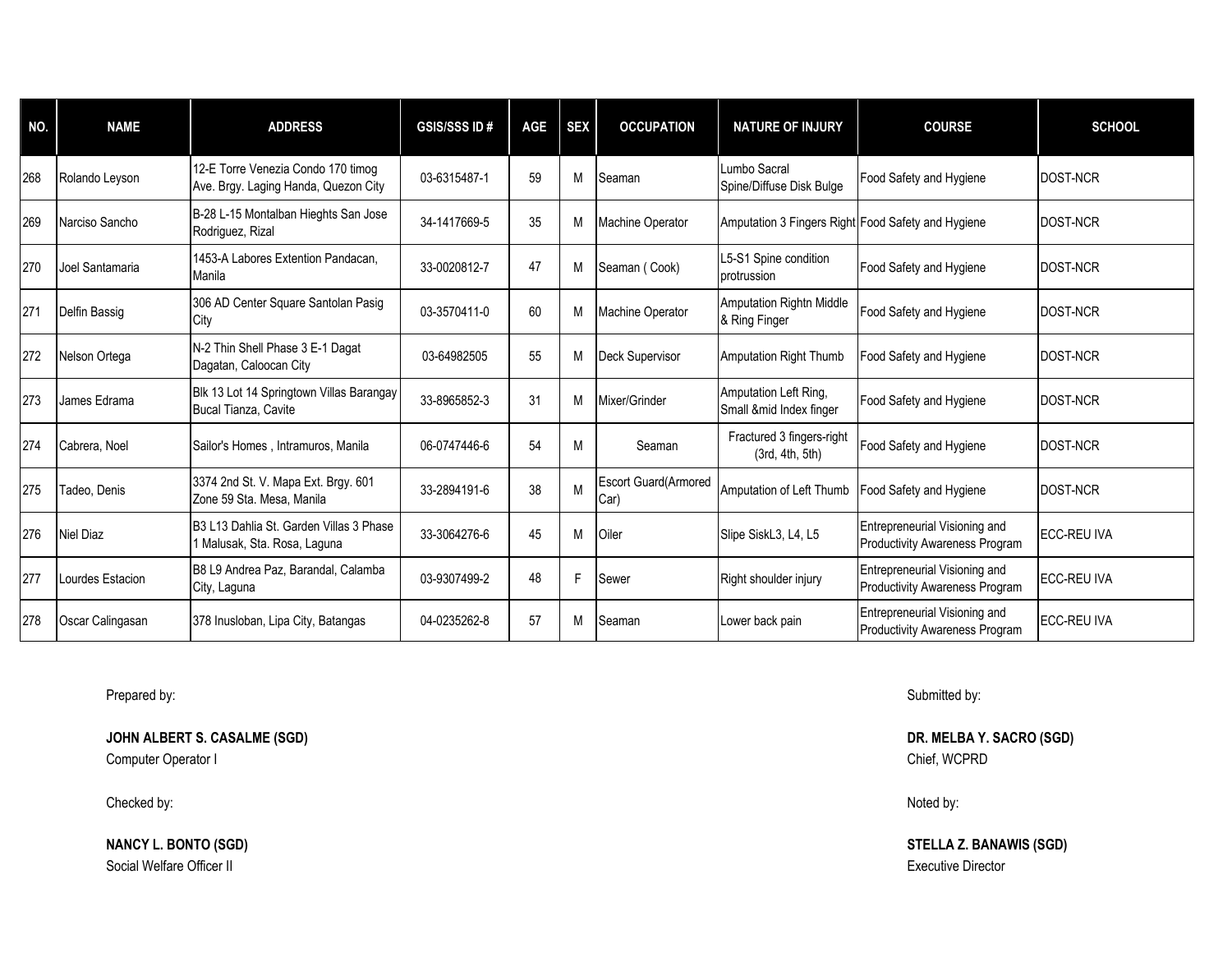| NO. | NAME | ADDRESS | GSIS/SSS ID # | AGE | SEX | OCCUPATION | NATURE OF INJURY | COURSE | SCHOOL |
|---|---|---|---|---|---|---|---|---|---|
| 268 | Rolando Leyson | 12-E Torre Venezia Condo 170 timog Ave. Brgy. Laging Handa, Quezon City | 03-6315487-1 | 59 | M | Seaman | Lumbo Sacral Spine/Diffuse Disk Bulge | Food Safety and Hygiene | DOST-NCR |
| 269 | Narciso Sancho | B-28 L-15 Montalban Hieghts San Jose Rodriguez, Rizal | 34-1417669-5 | 35 | M | Machine Operator | Amputation 3 Fingers Right | Food Safety and Hygiene | DOST-NCR |
| 270 | Joel Santamaria | 1453-A Labores Extention Pandacan, Manila | 33-0020812-7 | 47 | M | Seaman ( Cook) | L5-S1 Spine condition protrussion | Food Safety and Hygiene | DOST-NCR |
| 271 | Delfin Bassig | 306 AD Center Square Santolan Pasig City | 03-3570411-0 | 60 | M | Machine Operator | Amputation Rightn Middle & Ring Finger | Food Safety and Hygiene | DOST-NCR |
| 272 | Nelson Ortega | N-2 Thin Shell Phase 3 E-1 Dagat Dagatan, Caloocan City | 03-64982505 | 55 | M | Deck Supervisor | Amputation Right Thumb | Food Safety and Hygiene | DOST-NCR |
| 273 | James Edrama | Blk 13 Lot 14 Springtown Villas Barangay Bucal Tianza, Cavite | 33-8965852-3 | 31 | M | Mixer/Grinder | Amputation Left Ring, Small &mid Index finger | Food Safety and Hygiene | DOST-NCR |
| 274 | Cabrera, Noel | Sailor's Homes , Intramuros, Manila | 06-0747446-6 | 54 | M | Seaman | Fractured 3 fingers-right (3rd, 4th, 5th) | Food Safety and Hygiene | DOST-NCR |
| 275 | Tadeo, Denis | 3374 2nd St. V. Mapa Ext. Brgy. 601 Zone 59 Sta. Mesa, Manila | 33-2894191-6 | 38 | M | Escort Guard(Armored Car) | Amputation of Left Thumb | Food Safety and Hygiene | DOST-NCR |
| 276 | Niel Diaz | B3 L13 Dahlia St. Garden Villas 3 Phase 1 Malusak, Sta. Rosa, Laguna | 33-3064276-6 | 45 | M | Oiler | Slipe SiskL3, L4, L5 | Entrepreneurial Visioning and Productivity Awareness Program | ECC-REU IVA |
| 277 | Lourdes Estacion | B8 L9 Andrea Paz, Barandal, Calamba City, Laguna | 03-9307499-2 | 48 | F | Sewer | Right shoulder injury | Entrepreneurial Visioning and Productivity Awareness Program | ECC-REU IVA |
| 278 | Oscar Calingasan | 378 Inusloban, Lipa City, Batangas | 04-0235262-8 | 57 | M | Seaman | Lower back pain | Entrepreneurial Visioning and Productivity Awareness Program | ECC-REU IVA |

Prepared by:

**JOHN ALBERT S. CASALME (SGD)**
Computer Operator I

Checked by:

**NANCY L. BONTO (SGD)**
Social Welfare Officer II

Submitted by:

**DR. MELBA Y. SACRO (SGD)**
Chief, WCPRD

Noted by:

**STELLA Z. BANAWIS (SGD)**
Executive Director